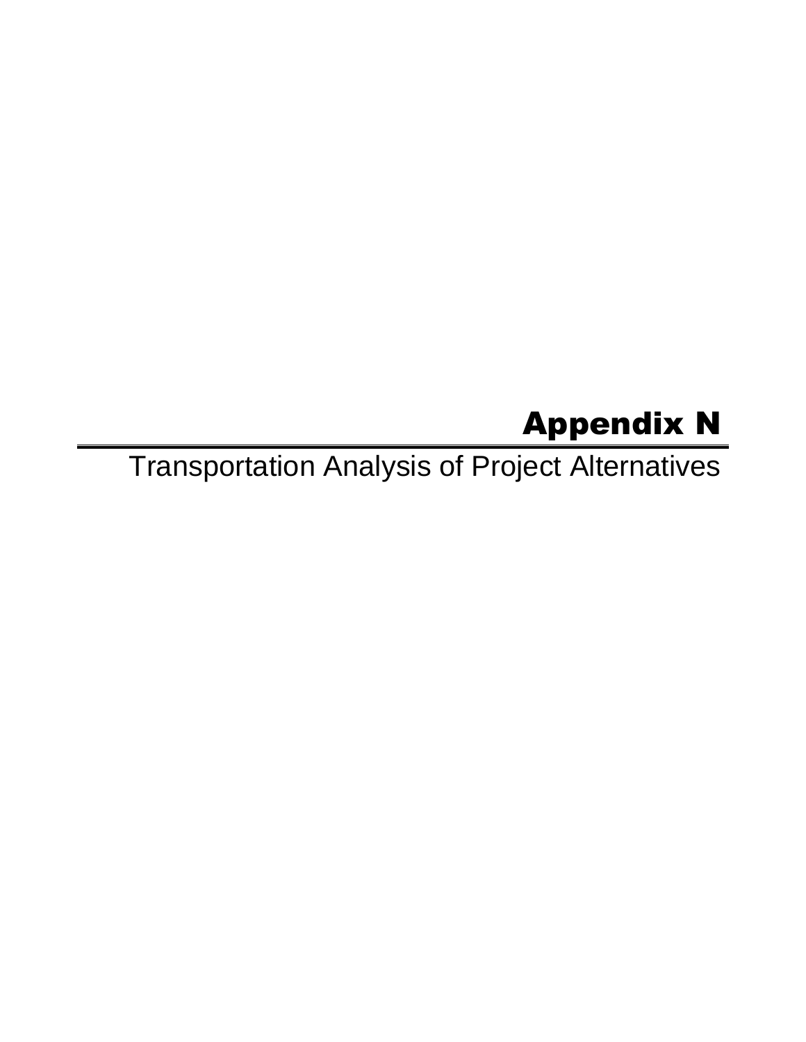# Appendix N

Transportation Analysis of Project Alternatives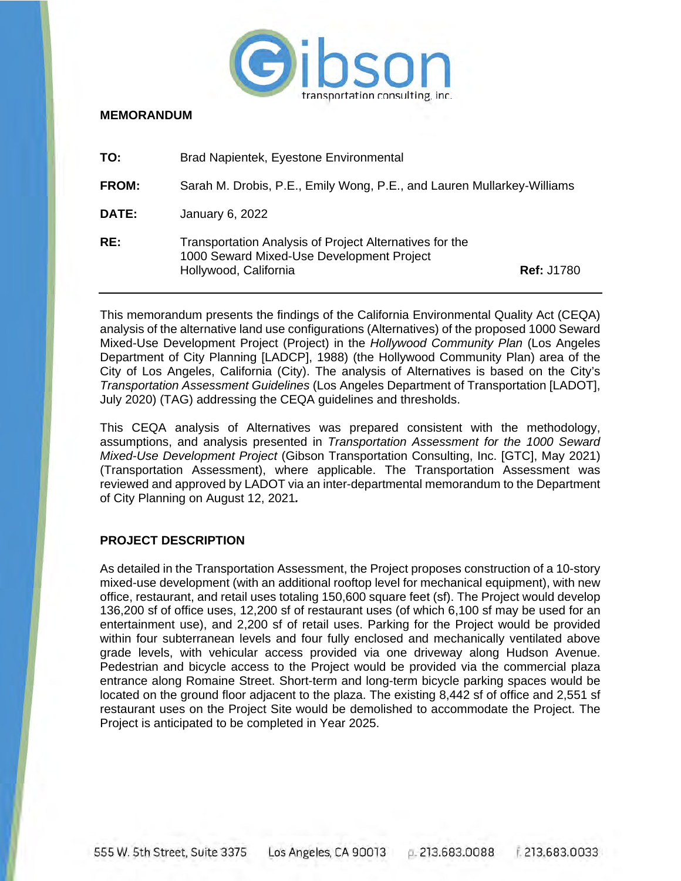**MEMORANDUM**

| | |
|---|---|
| **TO:** | Brad Napientek, Eyestone Environmental |
| **FROM:** | Sarah M. Drobis, P.E., Emily Wong, P.E., and Lauren Mullarkey-Williams |
| **DATE:** | January 6, 2022 |
| **RE:** | Transportation Analysis of Project Alternatives for the 1000 Seward Mixed-Use Development Project Hollywood, California **Ref:** J1780 |

This memorandum presents the findings of the California Environmental Quality Act (CEQA) analysis of the alternative land use configurations (Alternatives) of the proposed 1000 Seward Mixed-Use Development Project (Project) in the *Hollywood Community Plan* (Los Angeles Department of City Planning [LADCP], 1988) (the Hollywood Community Plan) area of the City of Los Angeles, California (City). The analysis of Alternatives is based on the City's *Transportation Assessment Guidelines* (Los Angeles Department of Transportation [LADOT], July 2020) (TAG) addressing the CEQA guidelines and thresholds.

This CEQA analysis of Alternatives was prepared consistent with the methodology, assumptions, and analysis presented in *Transportation Assessment for the 1000 Seward Mixed-Use Development Project* (Gibson Transportation Consulting, Inc. [GTC], May 2021) (Transportation Assessment), where applicable. The Transportation Assessment was reviewed and approved by LADOT via an inter-departmental memorandum to the Department of City Planning on August 12, 2021.

## PROJECT DESCRIPTION

As detailed in the Transportation Assessment, the Project proposes construction of a 10-story mixed-use development (with an additional rooftop level for mechanical equipment), with new office, restaurant, and retail uses totaling 150,600 square feet (sf). The Project would develop 136,200 sf of office uses, 12,200 sf of restaurant uses (of which 6,100 sf may be used for an entertainment use), and 2,200 sf of retail uses. Parking for the Project would be provided within four subterranean levels and four fully enclosed and mechanically ventilated above grade levels, with vehicular access provided via one driveway along Hudson Avenue. Pedestrian and bicycle access to the Project would be provided via the commercial plaza entrance along Romaine Street. Short-term and long-term bicycle parking spaces would be located on the ground floor adjacent to the plaza. The existing 8,442 sf of office and 2,551 sf restaurant uses on the Project Site would be demolished to accommodate the Project. The Project is anticipated to be completed in Year 2025.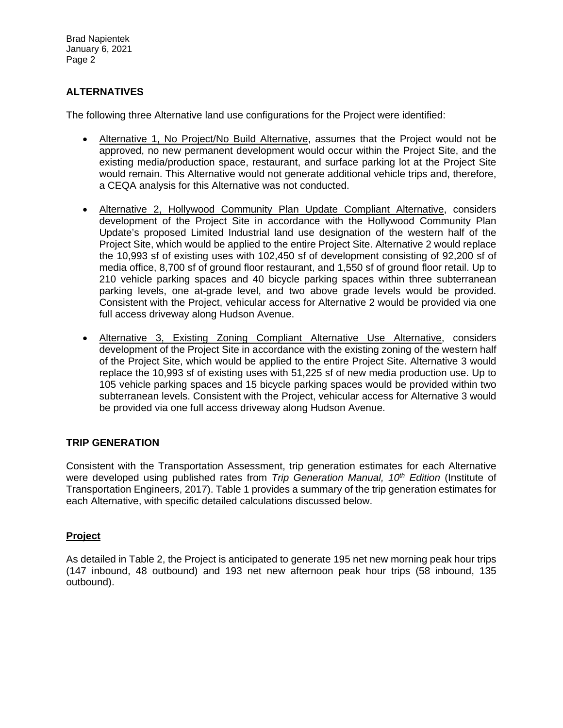## ALTERNATIVES

The following three Alternative land use configurations for the Project were identified:

- Alternative 1, No Project/No Build Alternative, assumes that the Project would not be approved, no new permanent development would occur within the Project Site, and the existing media/production space, restaurant, and surface parking lot at the Project Site would remain. This Alternative would not generate additional vehicle trips and, therefore, a CEQA analysis for this Alternative was not conducted.
- Alternative 2, Hollywood Community Plan Update Compliant Alternative, considers development of the Project Site in accordance with the Hollywood Community Plan Update's proposed Limited Industrial land use designation of the western half of the Project Site, which would be applied to the entire Project Site. Alternative 2 would replace the 10,993 sf of existing uses with 102,450 sf of development consisting of 92,200 sf of media office, 8,700 sf of ground floor restaurant, and 1,550 sf of ground floor retail. Up to 210 vehicle parking spaces and 40 bicycle parking spaces within three subterranean parking levels, one at-grade level, and two above grade levels would be provided. Consistent with the Project, vehicular access for Alternative 2 would be provided via one full access driveway along Hudson Avenue.
- Alternative 3, Existing Zoning Compliant Alternative Use Alternative, considers development of the Project Site in accordance with the existing zoning of the western half of the Project Site, which would be applied to the entire Project Site. Alternative 3 would replace the 10,993 sf of existing uses with 51,225 sf of new media production use. Up to 105 vehicle parking spaces and 15 bicycle parking spaces would be provided within two subterranean levels. Consistent with the Project, vehicular access for Alternative 3 would be provided via one full access driveway along Hudson Avenue.

## TRIP GENERATION

Consistent with the Transportation Assessment, trip generation estimates for each Alternative were developed using published rates from *Trip Generation Manual, 10th Edition* (Institute of Transportation Engineers, 2017). Table 1 provides a summary of the trip generation estimates for each Alternative, with specific detailed calculations discussed below.

### Project

As detailed in Table 2, the Project is anticipated to generate 195 net new morning peak hour trips (147 inbound, 48 outbound) and 193 net new afternoon peak hour trips (58 inbound, 135 outbound).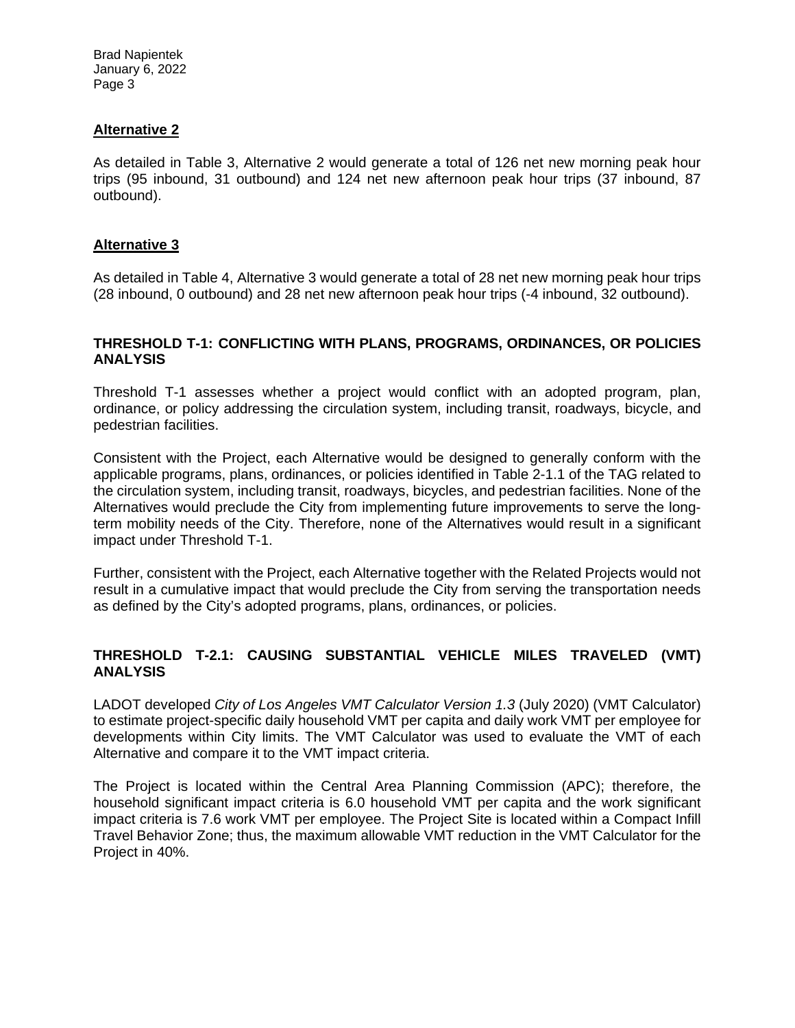## Alternative 2

As detailed in Table 3, Alternative 2 would generate a total of 126 net new morning peak hour trips (95 inbound, 31 outbound) and 124 net new afternoon peak hour trips (37 inbound, 87 outbound).

## Alternative 3

As detailed in Table 4, Alternative 3 would generate a total of 28 net new morning peak hour trips (28 inbound, 0 outbound) and 28 net new afternoon peak hour trips (-4 inbound, 32 outbound).

## THRESHOLD T-1: CONFLICTING WITH PLANS, PROGRAMS, ORDINANCES, OR POLICIES ANALYSIS

Threshold T-1 assesses whether a project would conflict with an adopted program, plan, ordinance, or policy addressing the circulation system, including transit, roadways, bicycle, and pedestrian facilities.

Consistent with the Project, each Alternative would be designed to generally conform with the applicable programs, plans, ordinances, or policies identified in Table 2-1.1 of the TAG related to the circulation system, including transit, roadways, bicycles, and pedestrian facilities. None of the Alternatives would preclude the City from implementing future improvements to serve the long-term mobility needs of the City. Therefore, none of the Alternatives would result in a significant impact under Threshold T-1.

Further, consistent with the Project, each Alternative together with the Related Projects would not result in a cumulative impact that would preclude the City from serving the transportation needs as defined by the City's adopted programs, plans, ordinances, or policies.

## THRESHOLD T-2.1: CAUSING SUBSTANTIAL VEHICLE MILES TRAVELED (VMT) ANALYSIS

LADOT developed *City of Los Angeles VMT Calculator Version 1.3* (July 2020) (VMT Calculator) to estimate project-specific daily household VMT per capita and daily work VMT per employee for developments within City limits. The VMT Calculator was used to evaluate the VMT of each Alternative and compare it to the VMT impact criteria.

The Project is located within the Central Area Planning Commission (APC); therefore, the household significant impact criteria is 6.0 household VMT per capita and the work significant impact criteria is 7.6 work VMT per employee. The Project Site is located within a Compact Infill Travel Behavior Zone; thus, the maximum allowable VMT reduction in the VMT Calculator for the Project in 40%.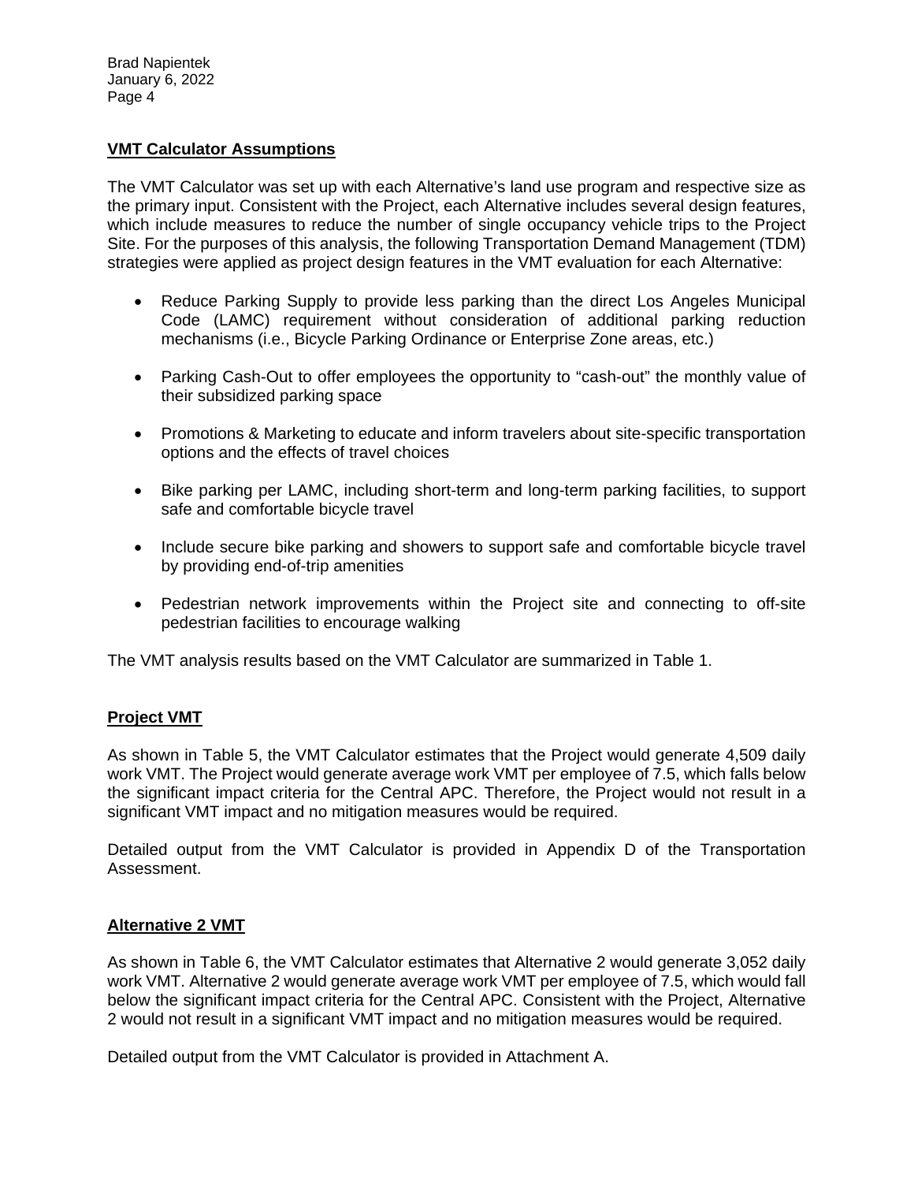## VMT Calculator Assumptions

The VMT Calculator was set up with each Alternative's land use program and respective size as the primary input. Consistent with the Project, each Alternative includes several design features, which include measures to reduce the number of single occupancy vehicle trips to the Project Site. For the purposes of this analysis, the following Transportation Demand Management (TDM) strategies were applied as project design features in the VMT evaluation for each Alternative:

- Reduce Parking Supply to provide less parking than the direct Los Angeles Municipal Code (LAMC) requirement without consideration of additional parking reduction mechanisms (i.e., Bicycle Parking Ordinance or Enterprise Zone areas, etc.)
- Parking Cash-Out to offer employees the opportunity to "cash-out" the monthly value of their subsidized parking space
- Promotions & Marketing to educate and inform travelers about site-specific transportation options and the effects of travel choices
- Bike parking per LAMC, including short-term and long-term parking facilities, to support safe and comfortable bicycle travel
- Include secure bike parking and showers to support safe and comfortable bicycle travel by providing end-of-trip amenities
- Pedestrian network improvements within the Project site and connecting to off-site pedestrian facilities to encourage walking

The VMT analysis results based on the VMT Calculator are summarized in Table 1.

## Project VMT

As shown in Table 5, the VMT Calculator estimates that the Project would generate 4,509 daily work VMT. The Project would generate average work VMT per employee of 7.5, which falls below the significant impact criteria for the Central APC. Therefore, the Project would not result in a significant VMT impact and no mitigation measures would be required.

Detailed output from the VMT Calculator is provided in Appendix D of the Transportation Assessment.

## Alternative 2 VMT

As shown in Table 6, the VMT Calculator estimates that Alternative 2 would generate 3,052 daily work VMT. Alternative 2 would generate average work VMT per employee of 7.5, which would fall below the significant impact criteria for the Central APC. Consistent with the Project, Alternative 2 would not result in a significant VMT impact and no mitigation measures would be required.

Detailed output from the VMT Calculator is provided in Attachment A.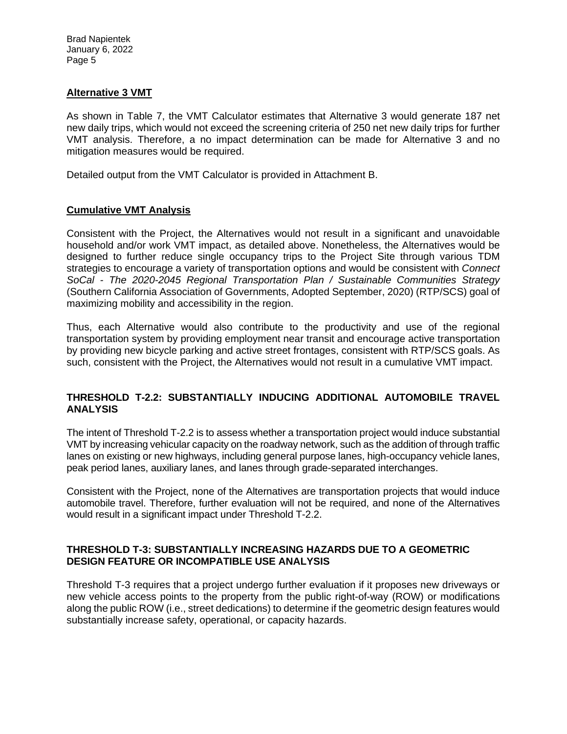### Alternative 3 VMT

As shown in Table 7, the VMT Calculator estimates that Alternative 3 would generate 187 net new daily trips, which would not exceed the screening criteria of 250 net new daily trips for further VMT analysis. Therefore, a no impact determination can be made for Alternative 3 and no mitigation measures would be required.

Detailed output from the VMT Calculator is provided in Attachment B.

### Cumulative VMT Analysis

Consistent with the Project, the Alternatives would not result in a significant and unavoidable household and/or work VMT impact, as detailed above. Nonetheless, the Alternatives would be designed to further reduce single occupancy trips to the Project Site through various TDM strategies to encourage a variety of transportation options and would be consistent with *Connect SoCal - The 2020-2045 Regional Transportation Plan / Sustainable Communities Strategy* (Southern California Association of Governments, Adopted September, 2020) (RTP/SCS) goal of maximizing mobility and accessibility in the region.

Thus, each Alternative would also contribute to the productivity and use of the regional transportation system by providing employment near transit and encourage active transportation by providing new bicycle parking and active street frontages, consistent with RTP/SCS goals. As such, consistent with the Project, the Alternatives would not result in a cumulative VMT impact.

## THRESHOLD T-2.2: SUBSTANTIALLY INDUCING ADDITIONAL AUTOMOBILE TRAVEL ANALYSIS

The intent of Threshold T-2.2 is to assess whether a transportation project would induce substantial VMT by increasing vehicular capacity on the roadway network, such as the addition of through traffic lanes on existing or new highways, including general purpose lanes, high-occupancy vehicle lanes, peak period lanes, auxiliary lanes, and lanes through grade-separated interchanges.

Consistent with the Project, none of the Alternatives are transportation projects that would induce automobile travel. Therefore, further evaluation will not be required, and none of the Alternatives would result in a significant impact under Threshold T-2.2.

## THRESHOLD T-3: SUBSTANTIALLY INCREASING HAZARDS DUE TO A GEOMETRIC DESIGN FEATURE OR INCOMPATIBLE USE ANALYSIS

Threshold T-3 requires that a project undergo further evaluation if it proposes new driveways or new vehicle access points to the property from the public right-of-way (ROW) or modifications along the public ROW (i.e., street dedications) to determine if the geometric design features would substantially increase safety, operational, or capacity hazards.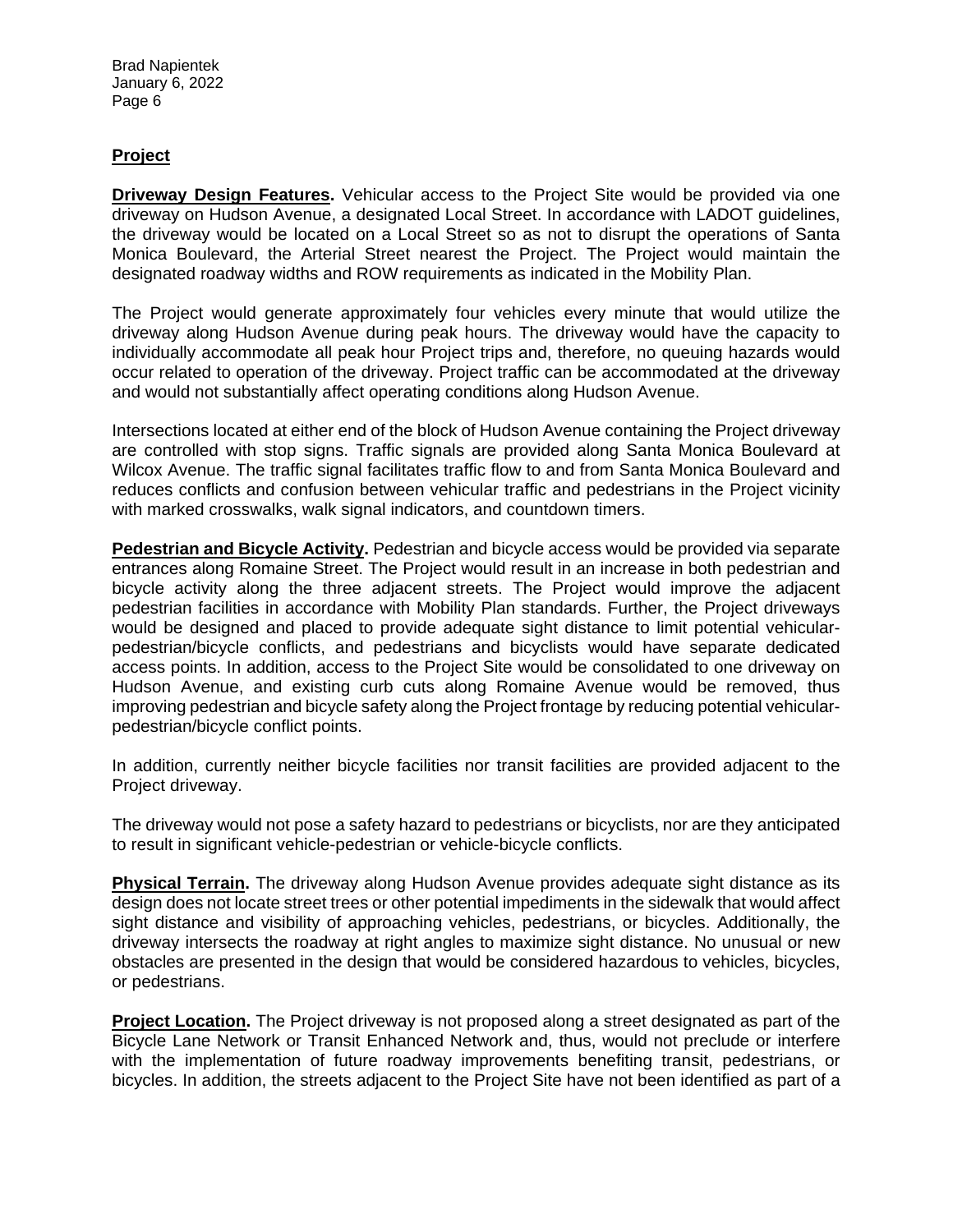## Project

**Driveway Design Features.** Vehicular access to the Project Site would be provided via one driveway on Hudson Avenue, a designated Local Street. In accordance with LADOT guidelines, the driveway would be located on a Local Street so as not to disrupt the operations of Santa Monica Boulevard, the Arterial Street nearest the Project. The Project would maintain the designated roadway widths and ROW requirements as indicated in the Mobility Plan.

The Project would generate approximately four vehicles every minute that would utilize the driveway along Hudson Avenue during peak hours. The driveway would have the capacity to individually accommodate all peak hour Project trips and, therefore, no queuing hazards would occur related to operation of the driveway. Project traffic can be accommodated at the driveway and would not substantially affect operating conditions along Hudson Avenue.

Intersections located at either end of the block of Hudson Avenue containing the Project driveway are controlled with stop signs. Traffic signals are provided along Santa Monica Boulevard at Wilcox Avenue. The traffic signal facilitates traffic flow to and from Santa Monica Boulevard and reduces conflicts and confusion between vehicular traffic and pedestrians in the Project vicinity with marked crosswalks, walk signal indicators, and countdown timers.

**Pedestrian and Bicycle Activity.** Pedestrian and bicycle access would be provided via separate entrances along Romaine Street. The Project would result in an increase in both pedestrian and bicycle activity along the three adjacent streets. The Project would improve the adjacent pedestrian facilities in accordance with Mobility Plan standards. Further, the Project driveways would be designed and placed to provide adequate sight distance to limit potential vehicular-pedestrian/bicycle conflicts, and pedestrians and bicyclists would have separate dedicated access points. In addition, access to the Project Site would be consolidated to one driveway on Hudson Avenue, and existing curb cuts along Romaine Avenue would be removed, thus improving pedestrian and bicycle safety along the Project frontage by reducing potential vehicular-pedestrian/bicycle conflict points.

In addition, currently neither bicycle facilities nor transit facilities are provided adjacent to the Project driveway.

The driveway would not pose a safety hazard to pedestrians or bicyclists, nor are they anticipated to result in significant vehicle-pedestrian or vehicle-bicycle conflicts.

**Physical Terrain.** The driveway along Hudson Avenue provides adequate sight distance as its design does not locate street trees or other potential impediments in the sidewalk that would affect sight distance and visibility of approaching vehicles, pedestrians, or bicycles. Additionally, the driveway intersects the roadway at right angles to maximize sight distance. No unusual or new obstacles are presented in the design that would be considered hazardous to vehicles, bicycles, or pedestrians.

**Project Location.** The Project driveway is not proposed along a street designated as part of the Bicycle Lane Network or Transit Enhanced Network and, thus, would not preclude or interfere with the implementation of future roadway improvements benefiting transit, pedestrians, or bicycles. In addition, the streets adjacent to the Project Site have not been identified as part of a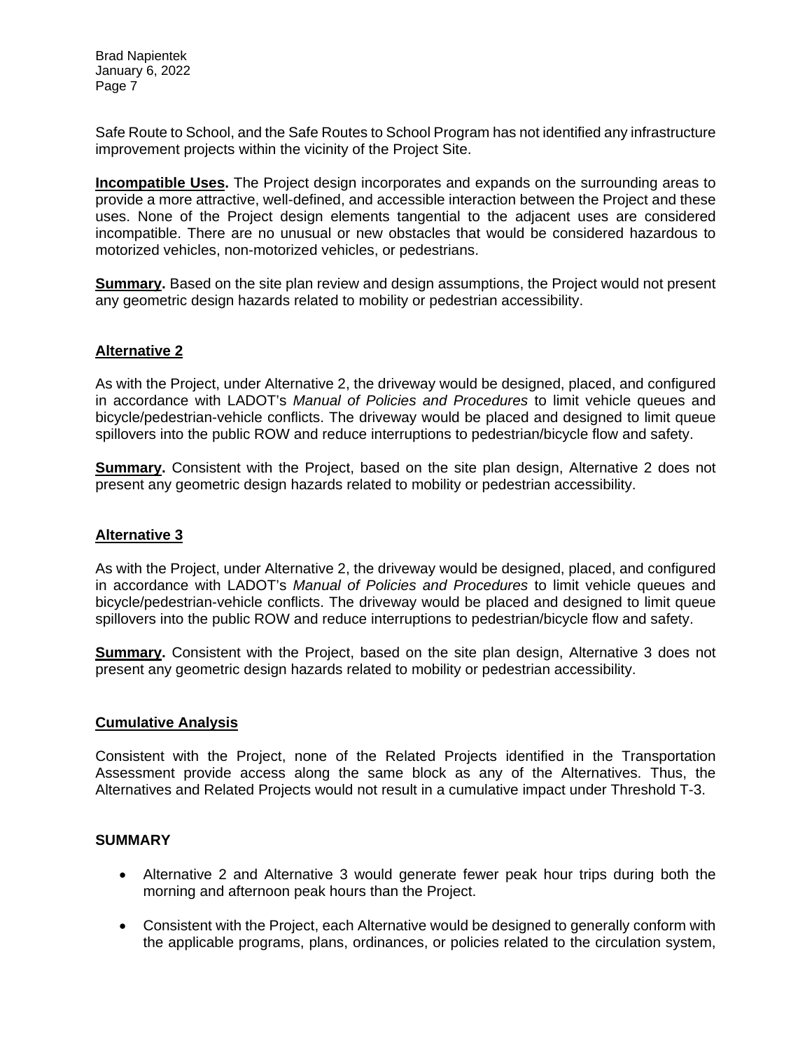Safe Route to School, and the Safe Routes to School Program has not identified any infrastructure improvement projects within the vicinity of the Project Site.

**Incompatible Uses.** The Project design incorporates and expands on the surrounding areas to provide a more attractive, well-defined, and accessible interaction between the Project and these uses. None of the Project design elements tangential to the adjacent uses are considered incompatible. There are no unusual or new obstacles that would be considered hazardous to motorized vehicles, non-motorized vehicles, or pedestrians.

**Summary.** Based on the site plan review and design assumptions, the Project would not present any geometric design hazards related to mobility or pedestrian accessibility.

## Alternative 2

As with the Project, under Alternative 2, the driveway would be designed, placed, and configured in accordance with LADOT's *Manual of Policies and Procedures* to limit vehicle queues and bicycle/pedestrian-vehicle conflicts. The driveway would be placed and designed to limit queue spillovers into the public ROW and reduce interruptions to pedestrian/bicycle flow and safety.

**Summary.** Consistent with the Project, based on the site plan design, Alternative 2 does not present any geometric design hazards related to mobility or pedestrian accessibility.

## Alternative 3

As with the Project, under Alternative 2, the driveway would be designed, placed, and configured in accordance with LADOT's *Manual of Policies and Procedures* to limit vehicle queues and bicycle/pedestrian-vehicle conflicts. The driveway would be placed and designed to limit queue spillovers into the public ROW and reduce interruptions to pedestrian/bicycle flow and safety.

**Summary.** Consistent with the Project, based on the site plan design, Alternative 3 does not present any geometric design hazards related to mobility or pedestrian accessibility.

## Cumulative Analysis

Consistent with the Project, none of the Related Projects identified in the Transportation Assessment provide access along the same block as any of the Alternatives. Thus, the Alternatives and Related Projects would not result in a cumulative impact under Threshold T-3.

## SUMMARY

- Alternative 2 and Alternative 3 would generate fewer peak hour trips during both the morning and afternoon peak hours than the Project.
- Consistent with the Project, each Alternative would be designed to generally conform with the applicable programs, plans, ordinances, or policies related to the circulation system,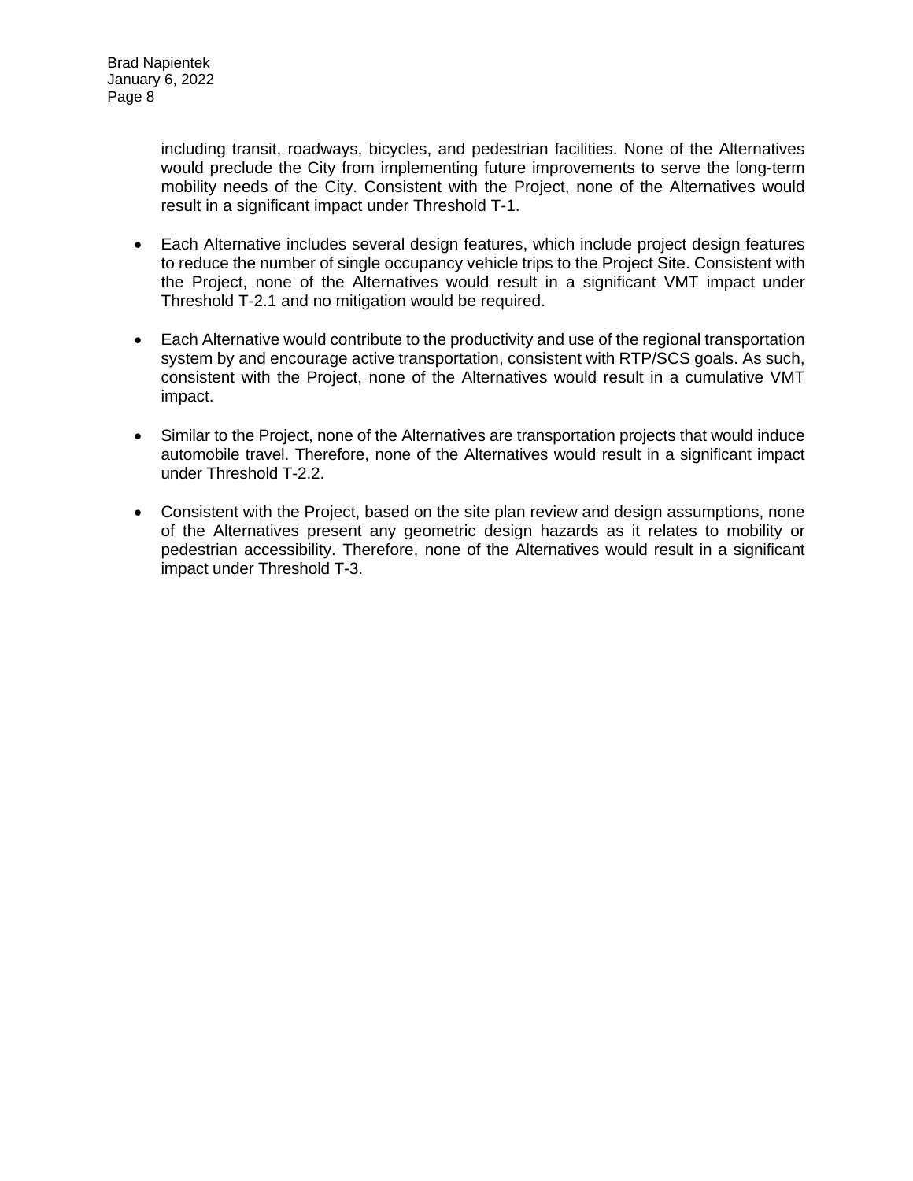including transit, roadways, bicycles, and pedestrian facilities. None of the Alternatives would preclude the City from implementing future improvements to serve the long-term mobility needs of the City. Consistent with the Project, none of the Alternatives would result in a significant impact under Threshold T-1.

- Each Alternative includes several design features, which include project design features to reduce the number of single occupancy vehicle trips to the Project Site. Consistent with the Project, none of the Alternatives would result in a significant VMT impact under Threshold T-2.1 and no mitigation would be required.

- Each Alternative would contribute to the productivity and use of the regional transportation system by and encourage active transportation, consistent with RTP/SCS goals. As such, consistent with the Project, none of the Alternatives would result in a cumulative VMT impact.

- Similar to the Project, none of the Alternatives are transportation projects that would induce automobile travel. Therefore, none of the Alternatives would result in a significant impact under Threshold T-2.2.

- Consistent with the Project, based on the site plan review and design assumptions, none of the Alternatives present any geometric design hazards as it relates to mobility or pedestrian accessibility. Therefore, none of the Alternatives would result in a significant impact under Threshold T-3.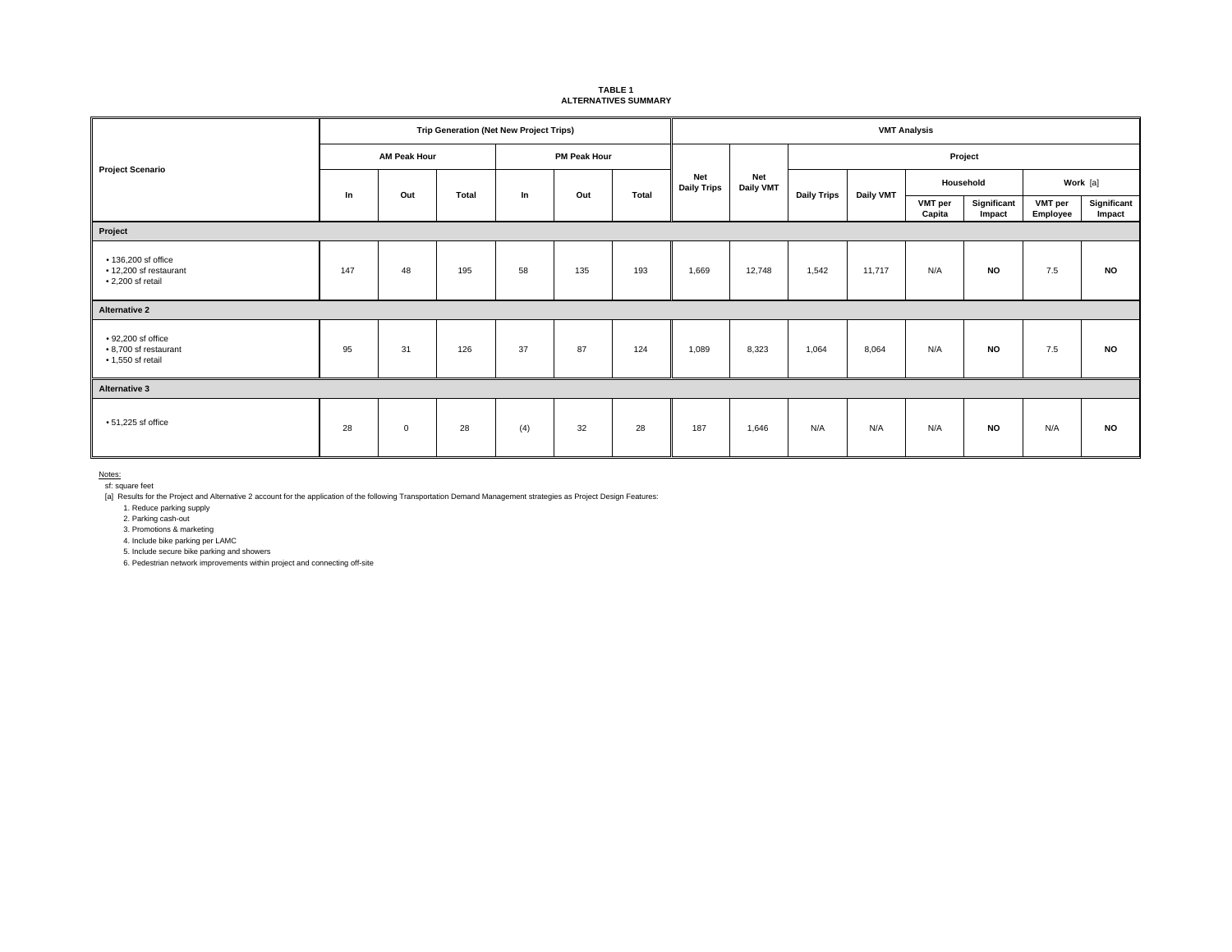**TABLE 1**
**ALTERNATIVES SUMMARY**

| Project Scenario | Trip Generation (Net New Project Trips) | | | | | | VMT Analysis | | | | | | | |
|---|---|---|---|---|---|---|---|---|---|---|---|---|---|---|
| | AM Peak Hour | | | PM Peak Hour | | | Net Daily Trips | Net Daily VMT | Project | | | | | |
| | | | | | | | | | Daily Trips | Daily VMT | Household | | Work [a] | |
| | In | Out | Total | In | Out | Total | | | | | VMT per Capita | Significant Impact | VMT per Employee | Significant Impact |
| **Project** | | | | | | | | | | | | | | |
| • 136,200 sf office<br>• 12,200 sf restaurant<br>• 2,200 sf retail | 147 | 48 | 195 | 58 | 135 | 193 | 1,669 | 12,748 | 1,542 | 11,717 | N/A | **NO** | 7.5 | **NO** |
| **Alternative 2** | | | | | | | | | | | | | | |
| • 92,200 sf office<br>• 8,700 sf restaurant<br>• 1,550 sf retail | 95 | 31 | 126 | 37 | 87 | 124 | 1,089 | 8,323 | 1,064 | 8,064 | N/A | **NO** | 7.5 | **NO** |
| **Alternative 3** | | | | | | | | | | | | | | |
| • 51,225 sf office | 28 | 0 | 28 | (4) | 32 | 28 | 187 | 1,646 | N/A | N/A | N/A | **NO** | N/A | **NO** |

Notes:

sf: square feet

[a] Results for the Project and Alternative 2 account for the application of the following Transportation Demand Management strategies as Project Design Features:

1. Reduce parking supply
2. Parking cash-out
3. Promotions & marketing
4. Include bike parking per LAMC
5. Include secure bike parking and showers
6. Pedestrian network improvements within project and connecting off-site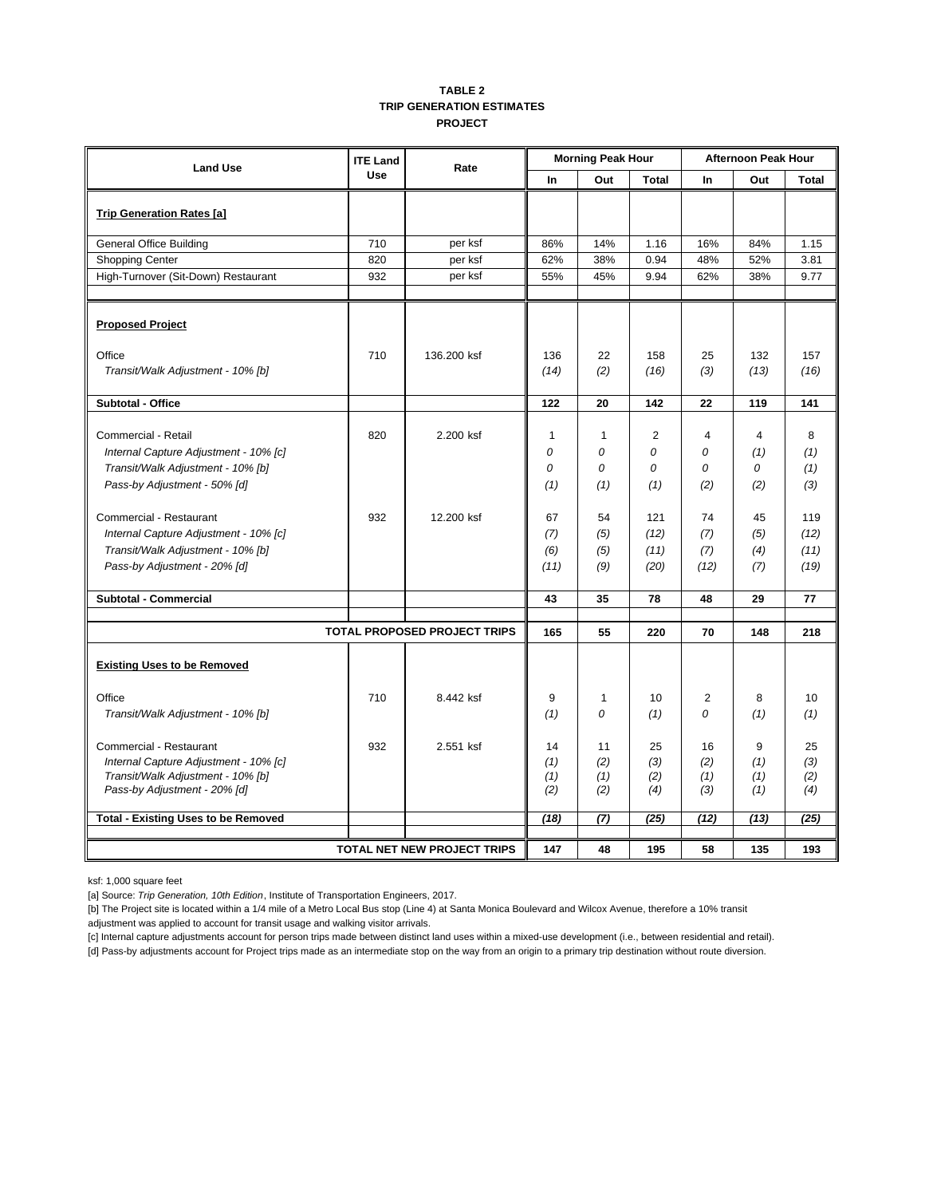**TABLE 2**
**TRIP GENERATION ESTIMATES**
**PROJECT**

| Land Use | ITE Land Use | Rate | Morning Peak Hour | | | Afternoon Peak Hour | | |
|---|---|---|---|---|---|---|---|---|
| | | | In | Out | Total | In | Out | Total |
| **Trip Generation Rates [a]** | | | | | | | | |
| General Office Building | 710 | per ksf | 86% | 14% | 1.16 | 16% | 84% | 1.15 |
| Shopping Center | 820 | per ksf | 62% | 38% | 0.94 | 48% | 52% | 3.81 |
| High-Turnover (Sit-Down) Restaurant | 932 | per ksf | 55% | 45% | 9.94 | 62% | 38% | 9.77 |
| **Proposed Project** | | | | | | | | |
| Office | 710 | 136.200 ksf | 136 | 22 | 158 | 25 | 132 | 157 |
| *Transit/Walk Adjustment - 10% [b]* | | | *(14)* | *(2)* | *(16)* | *(3)* | *(13)* | *(16)* |
| **Subtotal - Office** | | | **122** | **20** | **142** | **22** | **119** | **141** |
| Commercial - Retail | 820 | 2.200 ksf | 1 | 1 | 2 | 4 | 4 | 8 |
| *Internal Capture Adjustment - 10% [c]* | | | *0* | *0* | *0* | *0* | *(1)* | *(1)* |
| *Transit/Walk Adjustment - 10% [b]* | | | *0* | *0* | *0* | *0* | *0* | *(1)* |
| *Pass-by Adjustment - 50% [d]* | | | *(1)* | *(1)* | *(1)* | *(2)* | *(2)* | *(3)* |
| Commercial - Restaurant | 932 | 12.200 ksf | 67 | 54 | 121 | 74 | 45 | 119 |
| *Internal Capture Adjustment - 10% [c]* | | | *(7)* | *(5)* | *(12)* | *(7)* | *(5)* | *(12)* |
| *Transit/Walk Adjustment - 10% [b]* | | | *(6)* | *(5)* | *(11)* | *(7)* | *(4)* | *(11)* |
| *Pass-by Adjustment - 20% [d]* | | | *(11)* | *(9)* | *(20)* | *(12)* | *(7)* | *(19)* |
| **Subtotal - Commercial** | | | **43** | **35** | **78** | **48** | **29** | **77** |
| **TOTAL PROPOSED PROJECT TRIPS** | | | **165** | **55** | **220** | **70** | **148** | **218** |
| **Existing Uses to be Removed** | | | | | | | | |
| Office | 710 | 8.442 ksf | 9 | 1 | 10 | 2 | 8 | 10 |
| *Transit/Walk Adjustment - 10% [b]* | | | *(1)* | *0* | *(1)* | *0* | *(1)* | *(1)* |
| Commercial - Restaurant | 932 | 2.551 ksf | 14 | 11 | 25 | 16 | 9 | 25 |
| *Internal Capture Adjustment - 10% [c]* | | | *(1)* | *(2)* | *(3)* | *(2)* | *(1)* | *(3)* |
| *Transit/Walk Adjustment - 10% [b]* | | | *(1)* | *(1)* | *(2)* | *(1)* | *(1)* | *(2)* |
| *Pass-by Adjustment - 20% [d]* | | | *(2)* | *(2)* | *(4)* | *(3)* | *(1)* | *(4)* |
| **Total - Existing Uses to be Removed** | | | ***(18)*** | ***(7)*** | ***(25)*** | ***(12)*** | ***(13)*** | ***(25)*** |
| **TOTAL NET NEW PROJECT TRIPS** | | | **147** | **48** | **195** | **58** | **135** | **193** |

ksf: 1,000 square feet

[a] Source: *Trip Generation, 10th Edition*, Institute of Transportation Engineers, 2017.

[b] The Project site is located within a 1/4 mile of a Metro Local Bus stop (Line 4) at Santa Monica Boulevard and Wilcox Avenue, therefore a 10% transit adjustment was applied to account for transit usage and walking visitor arrivals.

[c] Internal capture adjustments account for person trips made between distinct land uses within a mixed-use development (i.e., between residential and retail).

[d] Pass-by adjustments account for Project trips made as an intermediate stop on the way from an origin to a primary trip destination without route diversion.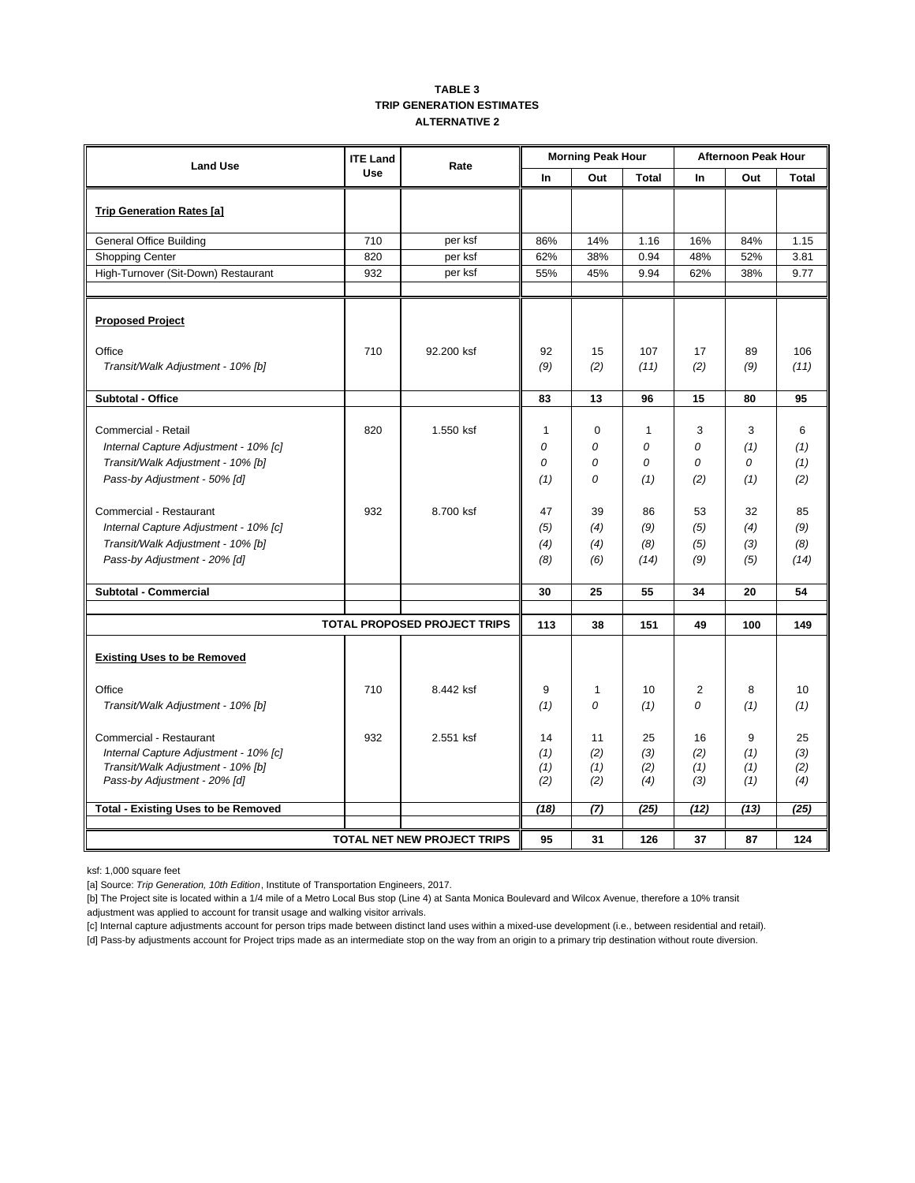**TABLE 3**
**TRIP GENERATION ESTIMATES**
**ALTERNATIVE 2**

| Land Use | ITE Land Use | Rate | Morning Peak Hour | | | Afternoon Peak Hour | | |
|---|---|---|---|---|---|---|---|---|
| | | | In | Out | Total | In | Out | Total |
| **Trip Generation Rates [a]** | | | | | | | | |
| General Office Building | 710 | per ksf | 86% | 14% | 1.16 | 16% | 84% | 1.15 |
| Shopping Center | 820 | per ksf | 62% | 38% | 0.94 | 48% | 52% | 3.81 |
| High-Turnover (Sit-Down) Restaurant | 932 | per ksf | 55% | 45% | 9.94 | 62% | 38% | 9.77 |
| **Proposed Project** | | | | | | | | |
| Office | 710 | 92.200 ksf | 92 | 15 | 107 | 17 | 89 | 106 |
| *Transit/Walk Adjustment - 10% [b]* | | | *(9)* | *(2)* | *(11)* | *(2)* | *(9)* | *(11)* |
| **Subtotal - Office** | | | **83** | **13** | **96** | **15** | **80** | **95** |
| Commercial - Retail | 820 | 1.550 ksf | 1 | 0 | 1 | 3 | 3 | 6 |
| *Internal Capture Adjustment - 10% [c]* | | | *0* | *0* | *0* | *0* | *(1)* | *(1)* |
| *Transit/Walk Adjustment - 10% [b]* | | | *0* | *0* | *0* | *0* | *0* | *(1)* |
| *Pass-by Adjustment - 50% [d]* | | | *(1)* | *0* | *(1)* | *(2)* | *(1)* | *(2)* |
| Commercial - Restaurant | 932 | 8.700 ksf | 47 | 39 | 86 | 53 | 32 | 85 |
| *Internal Capture Adjustment - 10% [c]* | | | *(5)* | *(4)* | *(9)* | *(5)* | *(4)* | *(9)* |
| *Transit/Walk Adjustment - 10% [b]* | | | *(4)* | *(4)* | *(8)* | *(5)* | *(3)* | *(8)* |
| *Pass-by Adjustment - 20% [d]* | | | *(8)* | *(6)* | *(14)* | *(9)* | *(5)* | *(14)* |
| **Subtotal - Commercial** | | | **30** | **25** | **55** | **34** | **20** | **54** |
| | | **TOTAL PROPOSED PROJECT TRIPS** | **113** | **38** | **151** | **49** | **100** | **149** |
| **Existing Uses to be Removed** | | | | | | | | |
| Office | 710 | 8.442 ksf | 9 | 1 | 10 | 2 | 8 | 10 |
| *Transit/Walk Adjustment - 10% [b]* | | | *(1)* | *0* | *(1)* | *0* | *(1)* | *(1)* |
| Commercial - Restaurant | 932 | 2.551 ksf | 14 | 11 | 25 | 16 | 9 | 25 |
| *Internal Capture Adjustment - 10% [c]* | | | *(1)* | *(2)* | *(3)* | *(2)* | *(1)* | *(3)* |
| *Transit/Walk Adjustment - 10% [b]* | | | *(1)* | *(1)* | *(2)* | *(1)* | *(1)* | *(2)* |
| *Pass-by Adjustment - 20% [d]* | | | *(2)* | *(2)* | *(4)* | *(3)* | *(1)* | *(4)* |
| **Total - Existing Uses to be Removed** | | | ***(18)*** | ***(7)*** | ***(25)*** | ***(12)*** | ***(13)*** | ***(25)*** |
| | | **TOTAL NET NEW PROJECT TRIPS** | **95** | **31** | **126** | **37** | **87** | **124** |

ksf: 1,000 square feet

[a] Source: *Trip Generation, 10th Edition*, Institute of Transportation Engineers, 2017.

[b] The Project site is located within a 1/4 mile of a Metro Local Bus stop (Line 4) at Santa Monica Boulevard and Wilcox Avenue, therefore a 10% transit adjustment was applied to account for transit usage and walking visitor arrivals.

[c] Internal capture adjustments account for person trips made between distinct land uses within a mixed-use development (i.e., between residential and retail).

[d] Pass-by adjustments account for Project trips made as an intermediate stop on the way from an origin to a primary trip destination without route diversion.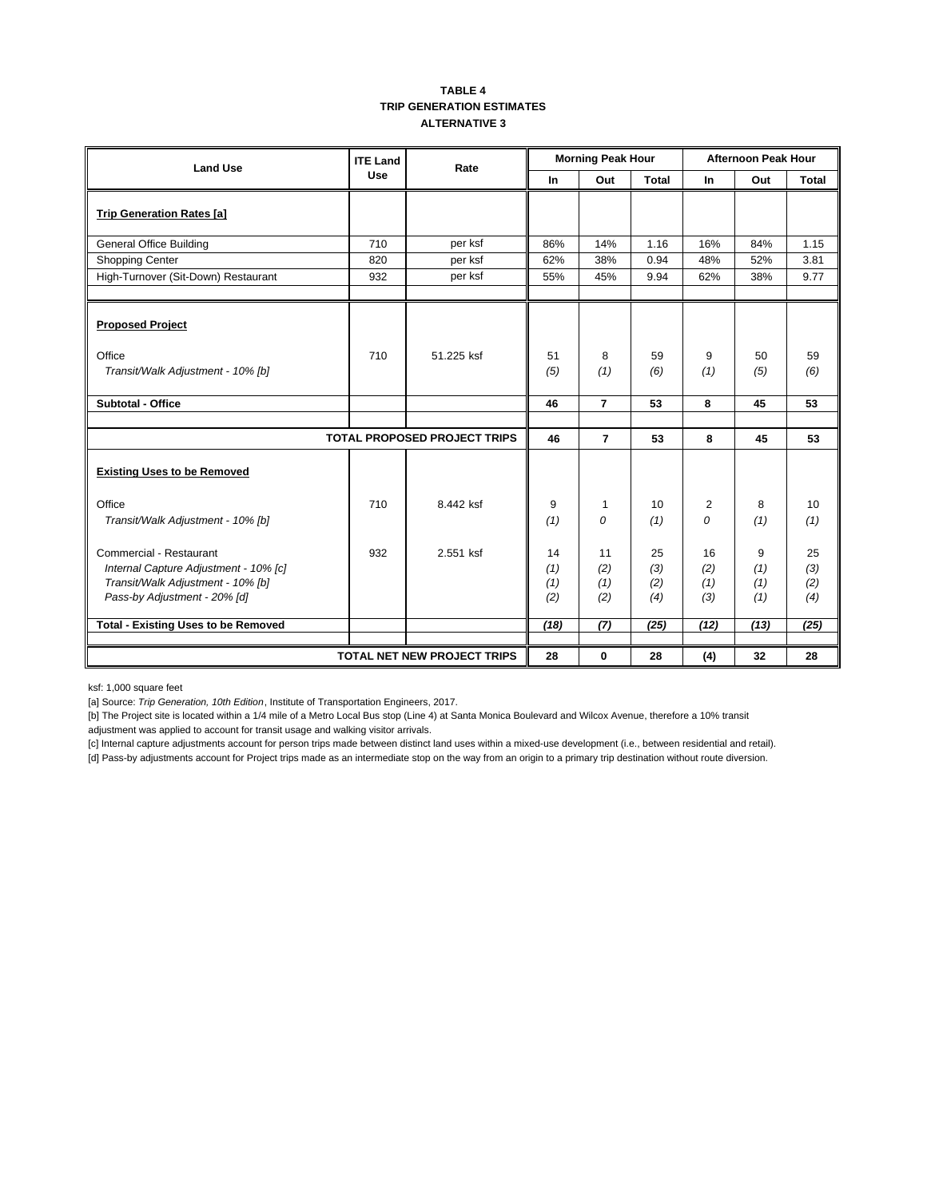**TABLE 4**
**TRIP GENERATION ESTIMATES**
**ALTERNATIVE 3**

| Land Use | ITE Land Use | Rate | Morning Peak Hour | | | Afternoon Peak Hour | | |
|---|---|---|---|---|---|---|---|---|
| | | | In | Out | Total | In | Out | Total |
| **Trip Generation Rates [a]** | | | | | | | | |
| General Office Building | 710 | per ksf | 86% | 14% | 1.16 | 16% | 84% | 1.15 |
| Shopping Center | 820 | per ksf | 62% | 38% | 0.94 | 48% | 52% | 3.81 |
| High-Turnover (Sit-Down) Restaurant | 932 | per ksf | 55% | 45% | 9.94 | 62% | 38% | 9.77 |
| **Proposed Project** | | | | | | | | |
| Office | 710 | 51.225 ksf | 51 | 8 | 59 | 9 | 50 | 59 |
| *Transit/Walk Adjustment - 10% [b]* | | | *(5)* | *(1)* | *(6)* | *(1)* | *(5)* | *(6)* |
| **Subtotal - Office** | | | **46** | **7** | **53** | **8** | **45** | **53** |
| **TOTAL PROPOSED PROJECT TRIPS** | | | **46** | **7** | **53** | **8** | **45** | **53** |
| **Existing Uses to be Removed** | | | | | | | | |
| Office | 710 | 8.442 ksf | 9 | 1 | 10 | 2 | 8 | 10 |
| *Transit/Walk Adjustment - 10% [b]* | | | *(1)* | *0* | *(1)* | *0* | *(1)* | *(1)* |
| Commercial - Restaurant | 932 | 2.551 ksf | 14 | 11 | 25 | 16 | 9 | 25 |
| *Internal Capture Adjustment - 10% [c]* | | | *(1)* | *(2)* | *(3)* | *(2)* | *(1)* | *(3)* |
| *Transit/Walk Adjustment - 10% [b]* | | | *(1)* | *(1)* | *(2)* | *(1)* | *(1)* | *(2)* |
| *Pass-by Adjustment - 20% [d]* | | | *(2)* | *(2)* | *(4)* | *(3)* | *(1)* | *(4)* |
| **Total - Existing Uses to be Removed** | | | **(18)** | **(7)** | **(25)** | **(12)** | **(13)** | **(25)** |
| **TOTAL NET NEW PROJECT TRIPS** | | | **28** | **0** | **28** | **(4)** | **32** | **28** |

ksf: 1,000 square feet

[a] Source: *Trip Generation, 10th Edition*, Institute of Transportation Engineers, 2017.

[b] The Project site is located within a 1/4 mile of a Metro Local Bus stop (Line 4) at Santa Monica Boulevard and Wilcox Avenue, therefore a 10% transit adjustment was applied to account for transit usage and walking visitor arrivals.

[c] Internal capture adjustments account for person trips made between distinct land uses within a mixed-use development (i.e., between residential and retail).

[d] Pass-by adjustments account for Project trips made as an intermediate stop on the way from an origin to a primary trip destination without route diversion.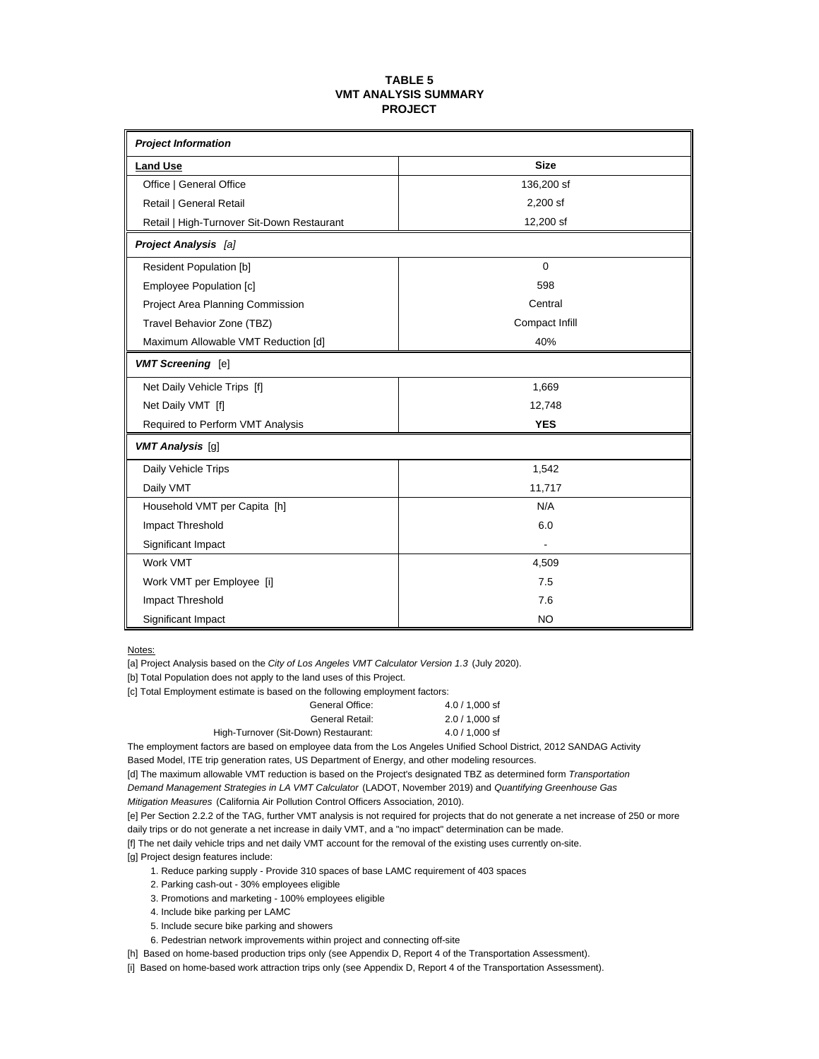# TABLE 5
## VMT ANALYSIS SUMMARY
## PROJECT

| ***Project Information*** | |
|---|---|
| **Land Use** | **Size** |
| Office \| General Office | 136,200 sf |
| Retail \| General Retail | 2,200 sf |
| Retail \| High-Turnover Sit-Down Restaurant | 12,200 sf |
| ***Project Analysis*** *[a]* | |
| Resident Population [b] | 0 |
| Employee Population [c] | 598 |
| Project Area Planning Commission | Central |
| Travel Behavior Zone (TBZ) | Compact Infill |
| Maximum Allowable VMT Reduction [d] | 40% |
| ***VMT Screening*** [e] | |
| Net Daily Vehicle Trips [f] | 1,669 |
| Net Daily VMT [f] | 12,748 |
| Required to Perform VMT Analysis | **YES** |
| ***VMT Analysis*** [g] | |
| Daily Vehicle Trips | 1,542 |
| Daily VMT | 11,717 |
| Household VMT per Capita [h] | N/A |
| Impact Threshold | 6.0 |
| Significant Impact | - |
| Work VMT | 4,509 |
| Work VMT per Employee [i] | 7.5 |
| Impact Threshold | 7.6 |
| Significant Impact | NO |

Notes:

[a] Project Analysis based on the *City of Los Angeles VMT Calculator Version 1.3* (July 2020).

[b] Total Population does not apply to the land uses of this Project.

[c] Total Employment estimate is based on the following employment factors:

| | |
|---|---|
| General Office: | 4.0 / 1,000 sf |
| General Retail: | 2.0 / 1,000 sf |
| High-Turnover (Sit-Down) Restaurant: | 4.0 / 1,000 sf |

The employment factors are based on employee data from the Los Angeles Unified School District, 2012 SANDAG Activity Based Model, ITE trip generation rates, US Department of Energy, and other modeling resources.

[d] The maximum allowable VMT reduction is based on the Project's designated TBZ as determined form *Transportation Demand Management Strategies in LA VMT Calculator* (LADOT, November 2019) and *Quantifying Greenhouse Gas Mitigation Measures* (California Air Pollution Control Officers Association, 2010).

[e] Per Section 2.2.2 of the TAG, further VMT analysis is not required for projects that do not generate a net increase of 250 or more daily trips or do not generate a net increase in daily VMT, and a "no impact" determination can be made.

[f] The net daily vehicle trips and net daily VMT account for the removal of the existing uses currently on-site.

[g] Project design features include:

1. Reduce parking supply - Provide 310 spaces of base LAMC requirement of 403 spaces
2. Parking cash-out - 30% employees eligible
3. Promotions and marketing - 100% employees eligible
4. Include bike parking per LAMC
5. Include secure bike parking and showers
6. Pedestrian network improvements within project and connecting off-site

[h] Based on home-based production trips only (see Appendix D, Report 4 of the Transportation Assessment).

[i] Based on home-based work attraction trips only (see Appendix D, Report 4 of the Transportation Assessment).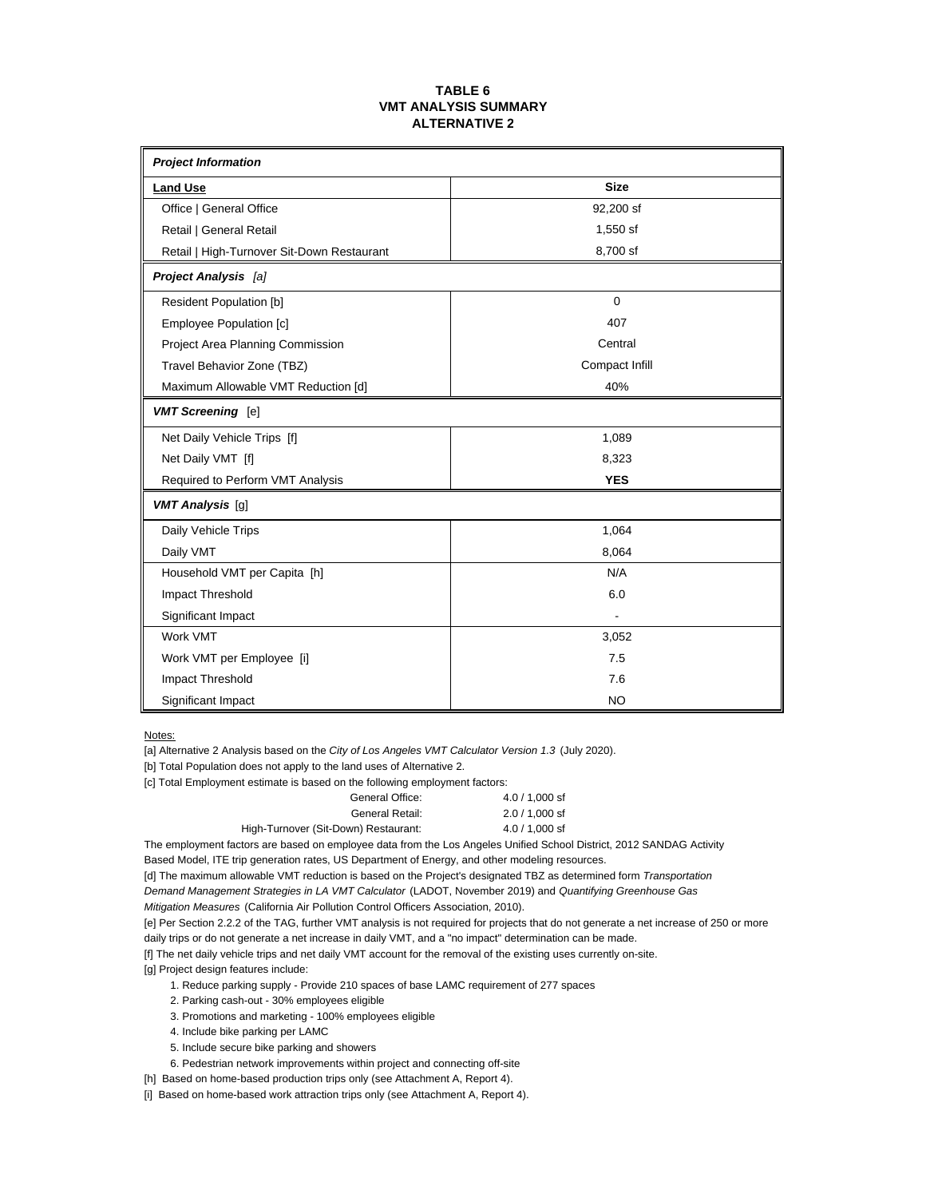# TABLE 6
## VMT ANALYSIS SUMMARY
## ALTERNATIVE 2

| ***Project Information*** | |
|---|---|
| **Land Use** | **Size** |
| Office \| General Office | 92,200 sf |
| Retail \| General Retail | 1,550 sf |
| Retail \| High-Turnover Sit-Down Restaurant | 8,700 sf |
| ***Project Analysis*** *[a]* | |
| Resident Population [b] | 0 |
| Employee Population [c] | 407 |
| Project Area Planning Commission | Central |
| Travel Behavior Zone (TBZ) | Compact Infill |
| Maximum Allowable VMT Reduction [d] | 40% |
| ***VMT Screening*** [e] | |
| Net Daily Vehicle Trips [f] | 1,089 |
| Net Daily VMT [f] | 8,323 |
| Required to Perform VMT Analysis | **YES** |
| ***VMT Analysis*** [g] | |
| Daily Vehicle Trips | 1,064 |
| Daily VMT | 8,064 |
| Household VMT per Capita [h] | N/A |
| Impact Threshold | 6.0 |
| Significant Impact | - |
| Work VMT | 3,052 |
| Work VMT per Employee [i] | 7.5 |
| Impact Threshold | 7.6 |
| Significant Impact | NO |

Notes:

[a] Alternative 2 Analysis based on the *City of Los Angeles VMT Calculator Version 1.3* (July 2020).

[b] Total Population does not apply to the land uses of Alternative 2.

[c] Total Employment estimate is based on the following employment factors:

| | |
|---|---|
| General Office: | 4.0 / 1,000 sf |
| General Retail: | 2.0 / 1,000 sf |
| High-Turnover (Sit-Down) Restaurant: | 4.0 / 1,000 sf |

The employment factors are based on employee data from the Los Angeles Unified School District, 2012 SANDAG Activity Based Model, ITE trip generation rates, US Department of Energy, and other modeling resources.

[d] The maximum allowable VMT reduction is based on the Project's designated TBZ as determined form *Transportation Demand Management Strategies in LA VMT Calculator* (LADOT, November 2019) and *Quantifying Greenhouse Gas Mitigation Measures* (California Air Pollution Control Officers Association, 2010).

[e] Per Section 2.2.2 of the TAG, further VMT analysis is not required for projects that do not generate a net increase of 250 or more daily trips or do not generate a net increase in daily VMT, and a "no impact" determination can be made.

[f] The net daily vehicle trips and net daily VMT account for the removal of the existing uses currently on-site.

[g] Project design features include:

1. Reduce parking supply - Provide 210 spaces of base LAMC requirement of 277 spaces
2. Parking cash-out - 30% employees eligible
3. Promotions and marketing - 100% employees eligible
4. Include bike parking per LAMC
5. Include secure bike parking and showers
6. Pedestrian network improvements within project and connecting off-site

[h] Based on home-based production trips only (see Attachment A, Report 4).

[i] Based on home-based work attraction trips only (see Attachment A, Report 4).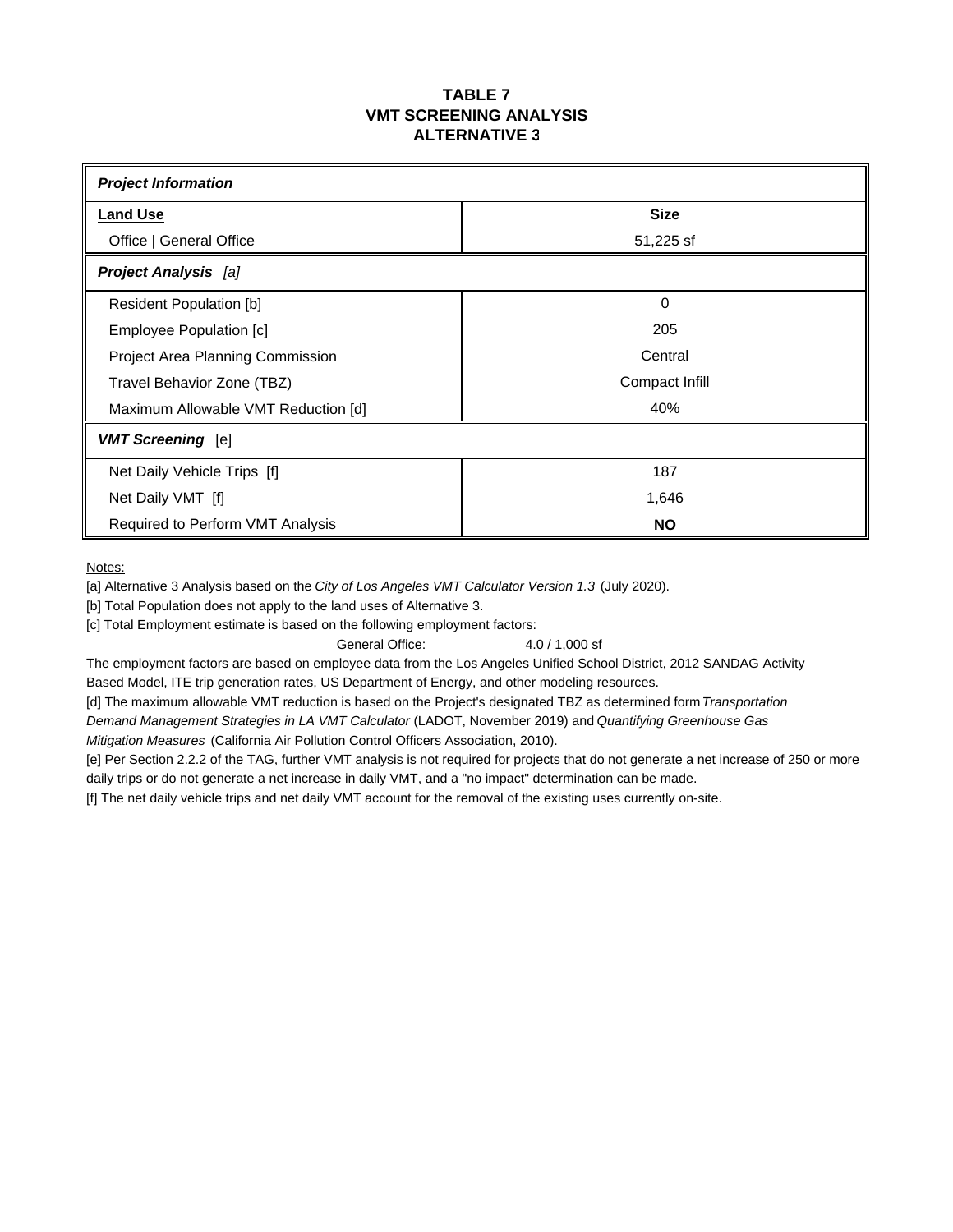# TABLE 7
## VMT SCREENING ANALYSIS
## ALTERNATIVE 3

| ***Project Information*** | |
|---|---|
| **Land Use** | **Size** |
| Office \| General Office | 51,225 sf |
| ***Project Analysis*** *[a]* | |
| Resident Population [b] | 0 |
| Employee Population [c] | 205 |
| Project Area Planning Commission | Central |
| Travel Behavior Zone (TBZ) | Compact Infill |
| Maximum Allowable VMT Reduction [d] | 40% |
| ***VMT Screening*** [e] | |
| Net Daily Vehicle Trips [f] | 187 |
| Net Daily VMT [f] | 1,646 |
| Required to Perform VMT Analysis | **NO** |

Notes:

[a] Alternative 3 Analysis based on the *City of Los Angeles VMT Calculator Version 1.3* (July 2020).

[b] Total Population does not apply to the land uses of Alternative 3.

[c] Total Employment estimate is based on the following employment factors:

General Office: 4.0 / 1,000 sf

The employment factors are based on employee data from the Los Angeles Unified School District, 2012 SANDAG Activity Based Model, ITE trip generation rates, US Department of Energy, and other modeling resources.

[d] The maximum allowable VMT reduction is based on the Project's designated TBZ as determined form *Transportation Demand Management Strategies in LA VMT Calculator* (LADOT, November 2019) and *Quantifying Greenhouse Gas Mitigation Measures* (California Air Pollution Control Officers Association, 2010).

[e] Per Section 2.2.2 of the TAG, further VMT analysis is not required for projects that do not generate a net increase of 250 or more daily trips or do not generate a net increase in daily VMT, and a "no impact" determination can be made.

[f] The net daily vehicle trips and net daily VMT account for the removal of the existing uses currently on-site.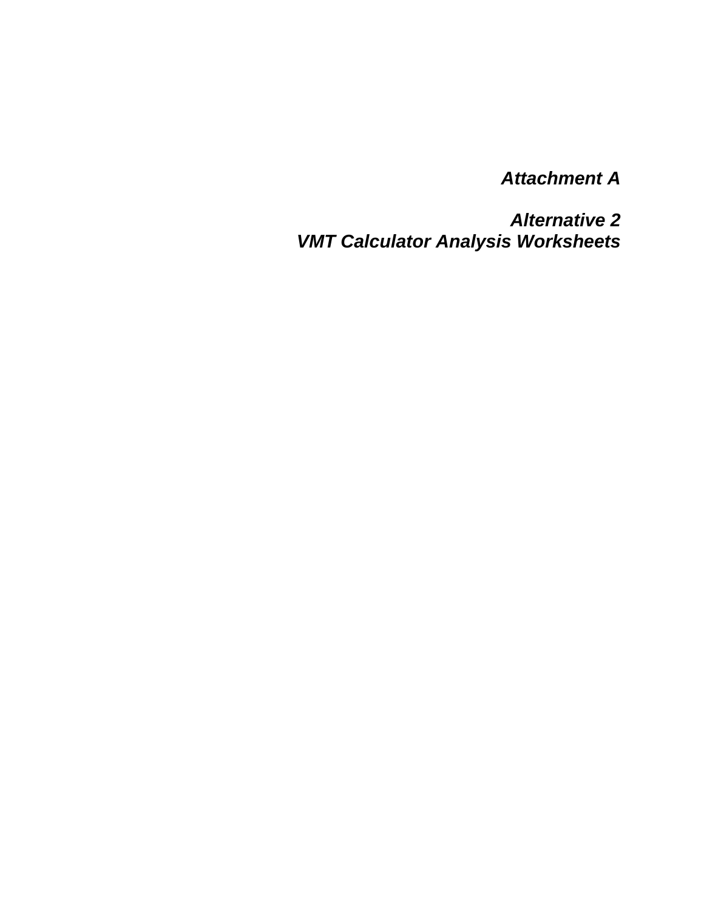***Attachment A***

***Alternative 2***
***VMT Calculator Analysis Worksheets***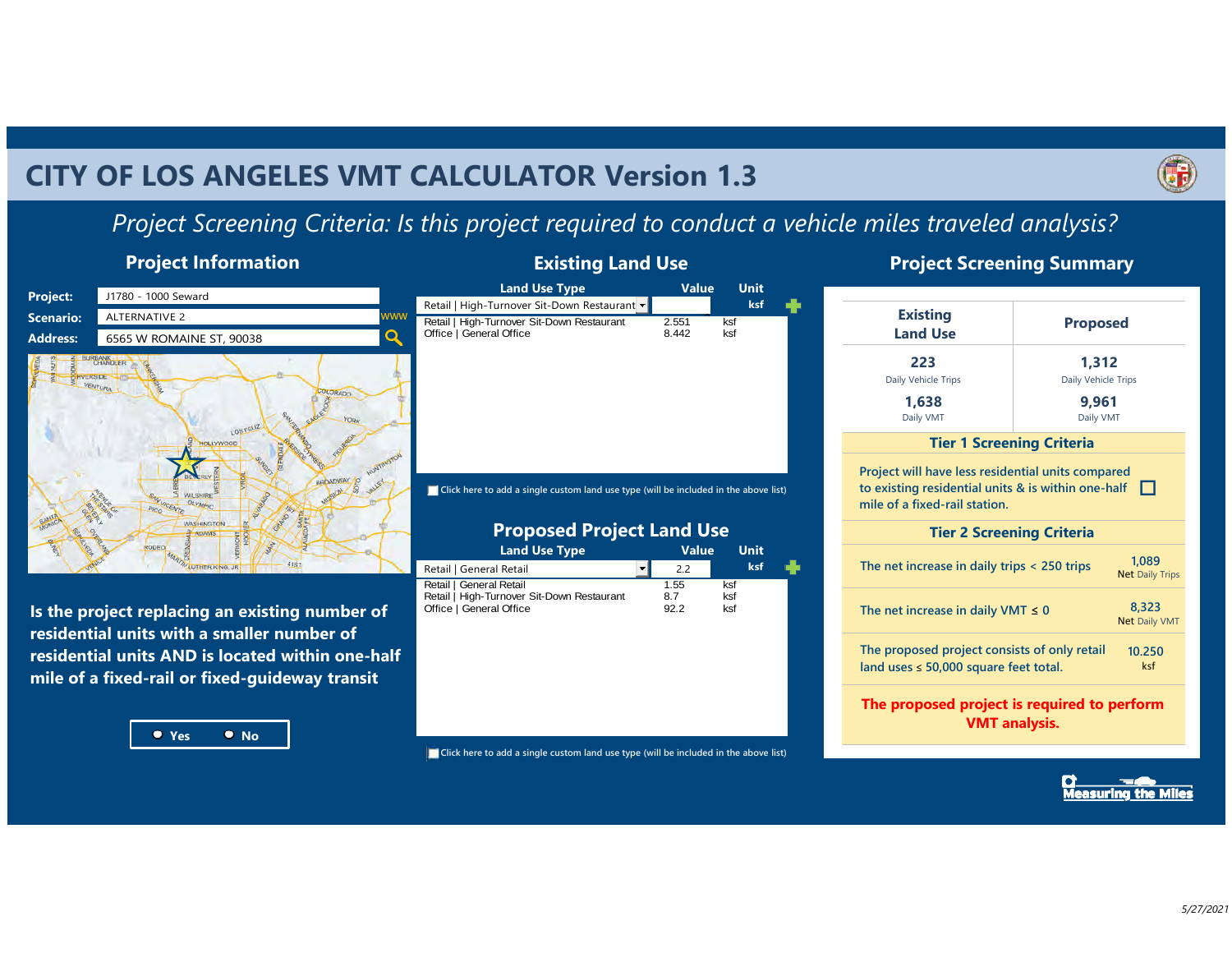# CITY OF LOS ANGELES VMT CALCULATOR Version 1.3

*Project Screening Criteria: Is this project required to conduct a vehicle miles traveled analysis?*

## Project Information

**Project:** J1780 - 1000 Seward

**Scenario:** ALTERNATIVE 2

**Address:** 6565 W ROMAINE ST, 90038

**Is the project replacing an existing number of residential units with a smaller number of residential units AND is located within one-half mile of a fixed-rail or fixed-guideway transit**

Yes No

## Existing Land Use

| Land Use Type | Value | Unit |
|---|---|---|
| Retail \| High-Turnover Sit-Down Restaurant | 2.551 | ksf |
| Office \| General Office | 8.442 | ksf |

Click here to add a single custom land use type (will be included in the above list)

## Proposed Project Land Use

| Land Use Type | Value | Unit |
|---|---|---|
| Retail \| General Retail | 1.55 | ksf |
| Retail \| High-Turnover Sit-Down Restaurant | 8.7 | ksf |
| Office \| General Office | 92.2 | ksf |

Click here to add a single custom land use type (will be included in the above list)

## Project Screening Summary

| Existing Land Use | Proposed |
|---|---|
| 223 Daily Vehicle Trips | 1,312 Daily Vehicle Trips |
| 1,638 Daily VMT | 9,961 Daily VMT |

### Tier 1 Screening Criteria

Project will have less residential units compared to existing residential units & is within one-half mile of a fixed-rail station. ☐

### Tier 2 Screening Criteria

| Criteria | Value |
|---|---|
| The net increase in daily trips < 250 trips | 1,089 Net Daily Trips |
| The net increase in daily VMT ≤ 0 | 8,323 Net Daily VMT |
| The proposed project consists of only retail land uses ≤ 50,000 square feet total. | 10.250 ksf |

**The proposed project is required to perform VMT analysis.**

*5/27/2021*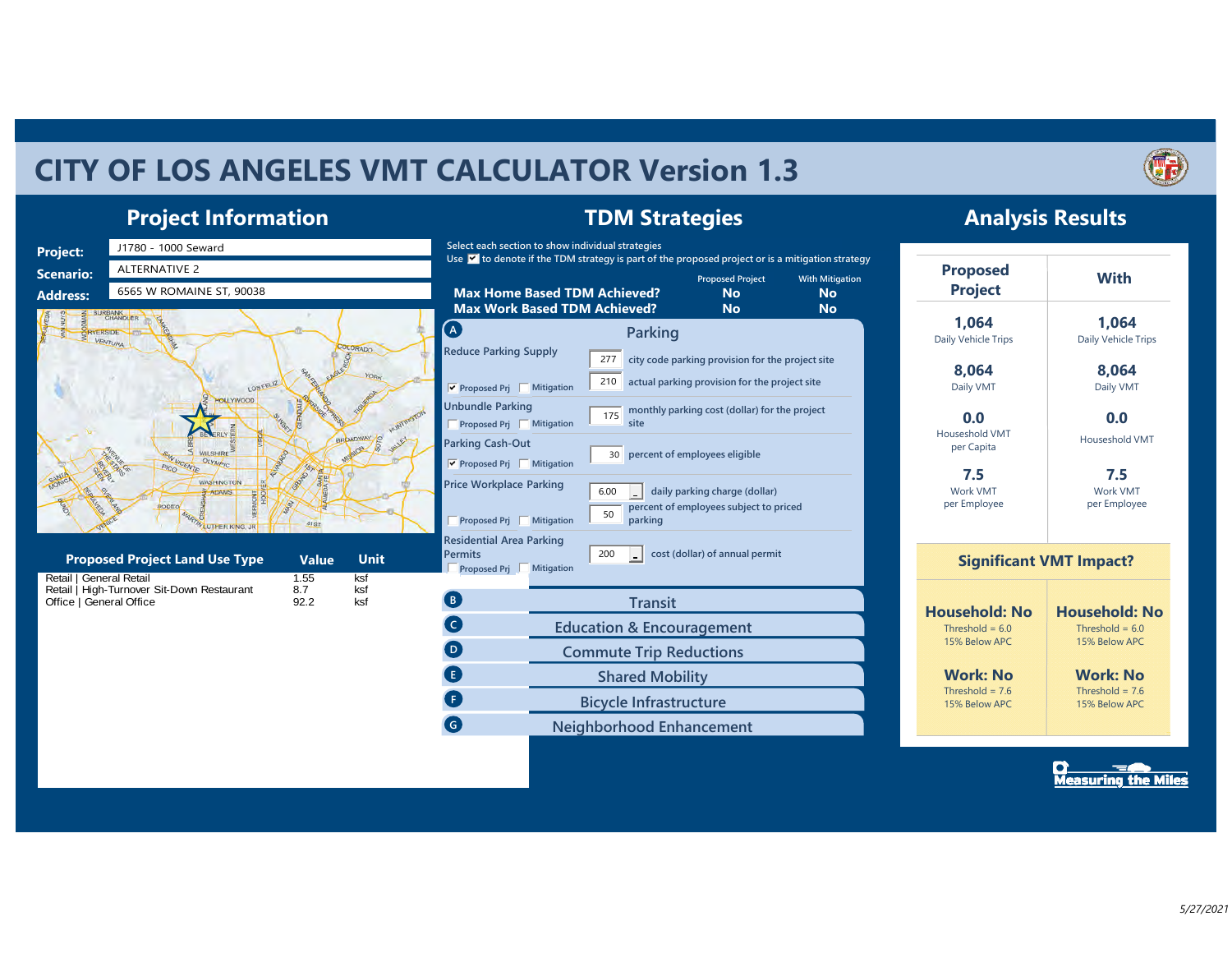# CITY OF LOS ANGELES VMT CALCULATOR Version 1.3

## Project Information

**Project:** J1780 - 1000 Seward

**Scenario:** ALTERNATIVE 2

**Address:** 6565 W ROMAINE ST, 90038

| Proposed Project Land Use Type | Value | Unit |
|---|---|---|
| Retail \| General Retail | 1.55 | ksf |
| Retail \| High-Turnover Sit-Down Restaurant | 8.7 | ksf |
| Office \| General Office | 92.2 | ksf |

## TDM Strategies

Select each section to show individual strategies

Use ☑ to denote if the TDM strategy is part of the proposed project or is a mitigation strategy

| | Proposed Project | With Mitigation |
|---|---|---|
| **Max Home Based TDM Achieved?** | **No** | **No** |
| **Max Work Based TDM Achieved?** | **No** | **No** |

### A Parking

**Reduce Parking Supply** — ☑ Proposed Prj ☐ Mitigation
- 277 city code parking provision for the project site
- 210 actual parking provision for the project site

**Unbundle Parking** — ☐ Proposed Prj ☐ Mitigation
- 175 monthly parking cost (dollar) for the project site

**Parking Cash-Out** — ☑ Proposed Prj ☐ Mitigation
- 30 percent of employees eligible

**Price Workplace Parking** — ☐ Proposed Prj ☐ Mitigation
- 6.00 daily parking charge (dollar)
- 50 percent of employees subject to priced parking

**Residential Area Parking Permits** — ☐ Proposed Prj ☐ Mitigation
- 200 cost (dollar) of annual permit

### B Transit

### C Education & Encouragement

### D Commute Trip Reductions

### E Shared Mobility

### F Bicycle Infrastructure

### G Neighborhood Enhancement

## Analysis Results

| Proposed Project | With |
|---|---|
| **1,064** Daily Vehicle Trips | **1,064** Daily Vehicle Trips |
| **8,064** Daily VMT | **8,064** Daily VMT |
| **0.0** Household VMT per Capita | **0.0** Household VMT |
| **7.5** Work VMT per Employee | **7.5** Work VMT per Employee |

### Significant VMT Impact?

| Proposed Project | With |
|---|---|
| **Household: No** Threshold = 6.0 15% Below APC | **Household: No** Threshold = 6.0 15% Below APC |
| **Work: No** Threshold = 7.6 15% Below APC | **Work: No** Threshold = 7.6 15% Below APC |

Measuring the Miles

*5/27/2021*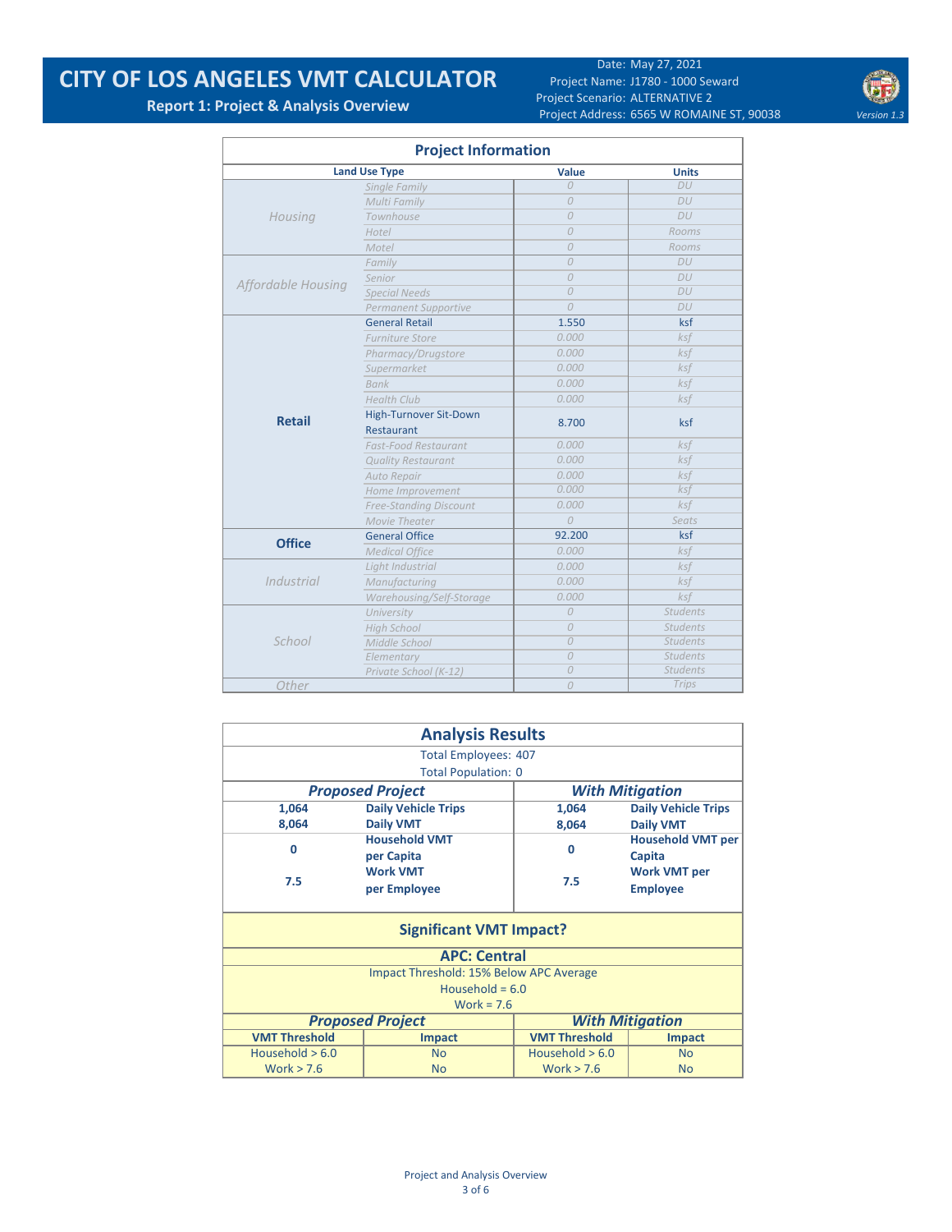# CITY OF LOS ANGELES VMT CALCULATOR

**Report 1: Project & Analysis Overview**

Date: May 27, 2021
Project Name: J1780 - 1000 Seward
Project Scenario: ALTERNATIVE 2
Project Address: 6565 W ROMAINE ST, 90038

*Version 1.3*

## Project Information

| Land Use Type | | Value | Units |
|---|---|---|---|
| *Housing* | *Single Family* | *0* | *DU* |
| | *Multi Family* | *0* | *DU* |
| | *Townhouse* | *0* | *DU* |
| | *Hotel* | *0* | *Rooms* |
| | *Motel* | *0* | *Rooms* |
| *Affordable Housing* | *Family* | *0* | *DU* |
| | *Senior* | *0* | *DU* |
| | *Special Needs* | *0* | *DU* |
| | *Permanent Supportive* | *0* | *DU* |
| **Retail** | General Retail | 1.550 | ksf |
| | *Furniture Store* | *0.000* | *ksf* |
| | *Pharmacy/Drugstore* | *0.000* | *ksf* |
| | *Supermarket* | *0.000* | *ksf* |
| | *Bank* | *0.000* | *ksf* |
| | *Health Club* | *0.000* | *ksf* |
| | High-Turnover Sit-Down Restaurant | 8.700 | ksf |
| | *Fast-Food Restaurant* | *0.000* | *ksf* |
| | *Quality Restaurant* | *0.000* | *ksf* |
| | *Auto Repair* | *0.000* | *ksf* |
| | *Home Improvement* | *0.000* | *ksf* |
| | *Free-Standing Discount* | *0.000* | *ksf* |
| | *Movie Theater* | *0* | *Seats* |
| **Office** | General Office | 92.200 | ksf |
| | *Medical Office* | *0.000* | *ksf* |
| *Industrial* | *Light Industrial* | *0.000* | *ksf* |
| | *Manufacturing* | *0.000* | *ksf* |
| | *Warehousing/Self-Storage* | *0.000* | *ksf* |
| *School* | *University* | *0* | *Students* |
| | *High School* | *0* | *Students* |
| | *Middle School* | *0* | *Students* |
| | *Elementary* | *0* | *Students* |
| | *Private School (K-12)* | *0* | *Students* |
| *Other* | | *0* | *Trips* |

## Analysis Results

Total Employees: 407

Total Population: 0

| ***Proposed Project*** | | ***With Mitigation*** | |
|---|---|---|---|
| **1,064** | **Daily Vehicle Trips** | **1,064** | **Daily Vehicle Trips** |
| **8,064** | **Daily VMT** | **8,064** | **Daily VMT** |
| **0** | **Household VMT per Capita** | **0** | **Household VMT per Capita** |
| **7.5** | **Work VMT per Employee** | **7.5** | **Work VMT per Employee** |

## Significant VMT Impact?

**APC: Central**

Impact Threshold: 15% Below APC Average

Household = 6.0

Work = 7.6

| ***Proposed Project*** | | ***With Mitigation*** | |
|---|---|---|---|
| **VMT Threshold** | **Impact** | **VMT Threshold** | **Impact** |
| Household > 6.0 | No | Household > 6.0 | No |
| Work > 7.6 | No | Work > 7.6 | No |

Project and Analysis Overview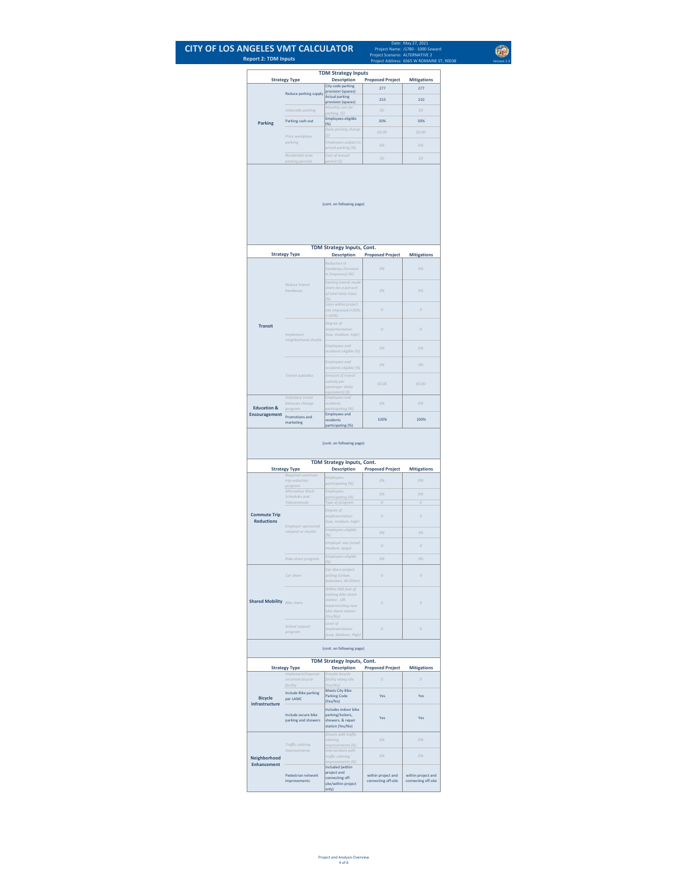# CITY OF LOS ANGELES VMT CALCULATOR

**Report 2: TDM Inputs**

Date: May 27, 2021
Project Name: J1780 - 1000 Seward
Project Scenario: ALTERNATIVE 2
Project Address: 6565 W ROMAINE ST, 90038

Version 1.3

## TDM Strategy Inputs

| Strategy Type | | Description | Proposed Project | Mitigations |
|---|---|---|---|---|
| Parking | Reduce parking supply | City code parking provision (spaces) | 277 | 277 |
| | | Actual parking provision (spaces) | 210 | 210 |
| | Unbundle parking | Monthly cost for parking ($) | $0 | $0 |
| | Parking cash-out | Employees eligible (%) | 30% | 30% |
| | Price workplace parking | Daily parking charge ($) | $0.00 | $0.00 |
| | | Employees subject to priced parking (%) | 0% | 0% |
| | Residential area parking permits | Cost of annual permit ($) | $0 | $0 |

(cont. on following page)

## TDM Strategy Inputs, Cont.

| Strategy Type | | Description | Proposed Project | Mitigations |
|---|---|---|---|---|
| Transit | Reduce transit headways | Reduction in headways (increase in frequency) (%) | 0% | 0% |
| | | Existing transit mode share (as a percent of total daily trips) (%) | 0% | 0% |
| | | Lines within project site improved (<50%, >=50%) | 0 | 0 |
| | Implement neighborhood shuttle | Degree of implementation (low, medium, high) | 0 | 0 |
| | | Employees and residents eligible (%) | 0% | 0% |
| | Transit subsidies | Employees and residents eligible (%) | 0% | 0% |
| | | Amount of transit subsidy per passenger (daily equivalent) ($) | $0.00 | $0.00 |
| Education & Encouragement | Voluntary travel behavior change program | Employees and residents participating (%) | 0% | 0% |
| | Promotions and marketing | Employees and residents participating (%) | 100% | 100% |

(cont. on following page)

## TDM Strategy Inputs, Cont.

| Strategy Type | | Description | Proposed Project | Mitigations |
|---|---|---|---|---|
| Commute Trip Reductions | Required commute trip reduction program | Employees participating (%) | 0% | 0% |
| | Alternative Work Schedules and Telecommute | Employees participating (%) | 0% | 0% |
| | | Type of program | 0 | 0 |
| | Employer sponsored vanpool or shuttle | Degree of implementation (low, medium, high) | 0 | 0 |
| | | Employees eligible (%) | 0% | 0% |
| | | Employer size (small, medium, large) | 0 | 0 |
| | Ride-share program | Employees eligible (%) | 0% | 0% |
| Shared Mobility | Car share | Car share project setting (Urban, Suburban, All Other) | 0 | 0 |
| | Bike share | Within 600 feet of existing bike share station - OR-implementing new bike share station (Yes/No) | 0 | 0 |
| | School carpool program | Level of implementation (Low, Medium, High) | 0 | 0 |

(cont. on following page)

## TDM Strategy Inputs, Cont.

| Strategy Type | | Description | Proposed Project | Mitigations |
|---|---|---|---|---|
| Bicycle Infrastructure | Implement/Improve on-street bicycle facility | Provide bicycle facility along site (Yes/No) | 0 | 0 |
| | Include Bike parking per LAMC | Meets City Bike Parking Code (Yes/No) | Yes | Yes |
| | Include secure bike parking and showers | Includes indoor bike parking/lockers, showers, & repair station (Yes/No) | Yes | Yes |
| Neighborhood Enhancement | Traffic calming improvements | Streets with traffic calming improvements (%) | 0% | 0% |
| | | Intersections with traffic calming improvements (%) | 0% | 0% |
| | Pedestrian network improvements | Included (within project and connecting off-site/within project only) | within project and connecting off-site | within project and connecting off-site |

Project and Analysis Overview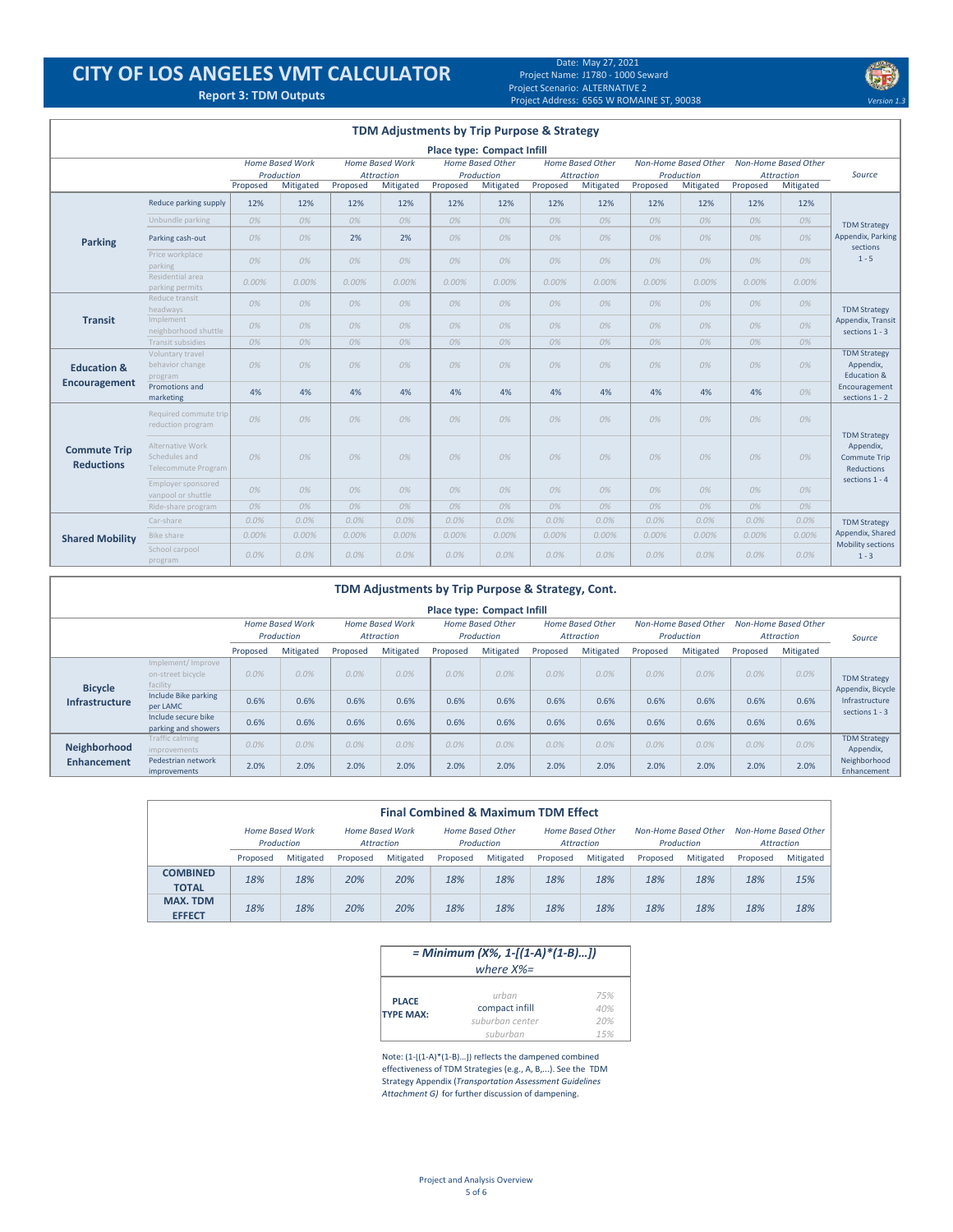# CITY OF LOS ANGELES VMT CALCULATOR

**Report 3: TDM Outputs**

Date: May 27, 2021
Project Name: J1780 - 1000 Seward
Project Scenario: ALTERNATIVE 2
Project Address: 6565 W ROMAINE ST, 90038

Version 1.3

## TDM Adjustments by Trip Purpose & Strategy

**Place type: Compact Infill**

| | | *Home Based Work Production* | | *Home Based Work Attraction* | | *Home Based Other Production* | | *Home Based Other Attraction* | | *Non-Home Based Other Production* | | *Non-Home Based Other Attraction* | | *Source* |
|---|---|---|---|---|---|---|---|---|---|---|---|---|---|---|
| | | Proposed | Mitigated | Proposed | Mitigated | Proposed | Mitigated | Proposed | Mitigated | Proposed | Mitigated | Proposed | Mitigated | |
| **Parking** | Reduce parking supply | 12% | 12% | 12% | 12% | 12% | 12% | 12% | 12% | 12% | 12% | 12% | 12% | TDM Strategy Appendix, Parking sections 1 - 5 |
| | Unbundle parking | 0% | 0% | 0% | 0% | 0% | 0% | 0% | 0% | 0% | 0% | 0% | 0% | |
| | Parking cash-out | 0% | 0% | 2% | 2% | 0% | 0% | 0% | 0% | 0% | 0% | 0% | 0% | |
| | Price workplace parking | 0% | 0% | 0% | 0% | 0% | 0% | 0% | 0% | 0% | 0% | 0% | 0% | |
| | Residential area parking permits | 0.00% | 0.00% | 0.00% | 0.00% | 0.00% | 0.00% | 0.00% | 0.00% | 0.00% | 0.00% | 0.00% | 0.00% | |
| **Transit** | Reduce transit headways | 0% | 0% | 0% | 0% | 0% | 0% | 0% | 0% | 0% | 0% | 0% | 0% | TDM Strategy Appendix, Transit sections 1 - 3 |
| | Implement neighborhood shuttle | 0% | 0% | 0% | 0% | 0% | 0% | 0% | 0% | 0% | 0% | 0% | 0% | |
| | Transit subsidies | 0% | 0% | 0% | 0% | 0% | 0% | 0% | 0% | 0% | 0% | 0% | 0% | |
| **Education & Encouragement** | Voluntary travel behavior change program | 0% | 0% | 0% | 0% | 0% | 0% | 0% | 0% | 0% | 0% | 0% | 0% | TDM Strategy Appendix, Education & Encouragement sections 1 - 2 |
| | Promotions and marketing | 4% | 4% | 4% | 4% | 4% | 4% | 4% | 4% | 4% | 4% | 4% | 0% | |
| **Commute Trip Reductions** | Required commute trip reduction program | 0% | 0% | 0% | 0% | 0% | 0% | 0% | 0% | 0% | 0% | 0% | 0% | TDM Strategy Appendix, Commute Trip Reductions sections 1 - 4 |
| | Alternative Work Schedules and Telecommute Program | 0% | 0% | 0% | 0% | 0% | 0% | 0% | 0% | 0% | 0% | 0% | 0% | |
| | Employer sponsored vanpool or shuttle | 0% | 0% | 0% | 0% | 0% | 0% | 0% | 0% | 0% | 0% | 0% | 0% | |
| | Ride-share program | 0% | 0% | 0% | 0% | 0% | 0% | 0% | 0% | 0% | 0% | 0% | 0% | |
| **Shared Mobility** | Car-share | 0.0% | 0.0% | 0.0% | 0.0% | 0.0% | 0.0% | 0.0% | 0.0% | 0.0% | 0.0% | 0.0% | 0.0% | TDM Strategy Appendix, Shared Mobility sections 1 - 3 |
| | Bike share | 0.00% | 0.00% | 0.00% | 0.00% | 0.00% | 0.00% | 0.00% | 0.00% | 0.00% | 0.00% | 0.00% | 0.00% | |
| | School carpool program | 0.0% | 0.0% | 0.0% | 0.0% | 0.0% | 0.0% | 0.0% | 0.0% | 0.0% | 0.0% | 0.0% | 0.0% | |

## TDM Adjustments by Trip Purpose & Strategy, Cont.

**Place type: Compact Infill**

| | | *Home Based Work Production* | | *Home Based Work Attraction* | | *Home Based Other Production* | | *Home Based Other Attraction* | | *Non-Home Based Other Production* | | *Non-Home Based Other Attraction* | | *Source* |
|---|---|---|---|---|---|---|---|---|---|---|---|---|---|---|
| | | Proposed | Mitigated | Proposed | Mitigated | Proposed | Mitigated | Proposed | Mitigated | Proposed | Mitigated | Proposed | Mitigated | |
| **Bicycle Infrastructure** | Implement/ Improve on-street bicycle facility | 0.0% | 0.0% | 0.0% | 0.0% | 0.0% | 0.0% | 0.0% | 0.0% | 0.0% | 0.0% | 0.0% | 0.0% | TDM Strategy Appendix, Bicycle Infrastructure sections 1 - 3 |
| | Include Bike parking per LAMC | 0.6% | 0.6% | 0.6% | 0.6% | 0.6% | 0.6% | 0.6% | 0.6% | 0.6% | 0.6% | 0.6% | 0.6% | |
| | Include secure bike parking and showers | 0.6% | 0.6% | 0.6% | 0.6% | 0.6% | 0.6% | 0.6% | 0.6% | 0.6% | 0.6% | 0.6% | 0.6% | |
| **Neighborhood Enhancement** | Traffic calming improvements | 0.0% | 0.0% | 0.0% | 0.0% | 0.0% | 0.0% | 0.0% | 0.0% | 0.0% | 0.0% | 0.0% | 0.0% | TDM Strategy Appendix, Neighborhood Enhancement |
| | Pedestrian network improvements | 2.0% | 2.0% | 2.0% | 2.0% | 2.0% | 2.0% | 2.0% | 2.0% | 2.0% | 2.0% | 2.0% | 2.0% | |

## Final Combined & Maximum TDM Effect

| | *Home Based Work Production* | | *Home Based Work Attraction* | | *Home Based Other Production* | | *Home Based Other Attraction* | | *Non-Home Based Other Production* | | *Non-Home Based Other Attraction* | |
|---|---|---|---|---|---|---|---|---|---|---|---|---|
| | Proposed | Mitigated | Proposed | Mitigated | Proposed | Mitigated | Proposed | Mitigated | Proposed | Mitigated | Proposed | Mitigated |
| **COMBINED TOTAL** | 18% | 18% | 20% | 20% | 18% | 18% | 18% | 18% | 18% | 18% | 18% | 15% |
| **MAX. TDM EFFECT** | 18% | 18% | 20% | 20% | 18% | 18% | 18% | 18% | 18% | 18% | 18% | 18% |

***= Minimum (X%, 1-[(1-A)*(1-B)...])***
*where X%=*

| **PLACE TYPE MAX:** | | |
|---|---|---|
| | urban | 75% |
| | compact infill | 40% |
| | suburban center | 20% |
| | suburban | 15% |

Note: (1-[(1-A)*(1-B)...]) reflects the dampened combined effectiveness of TDM Strategies (e.g., A, B,...). See the TDM Strategy Appendix (*Transportation Assessment Guidelines Attachment G)* for further discussion of dampening.

Project and Analysis Overview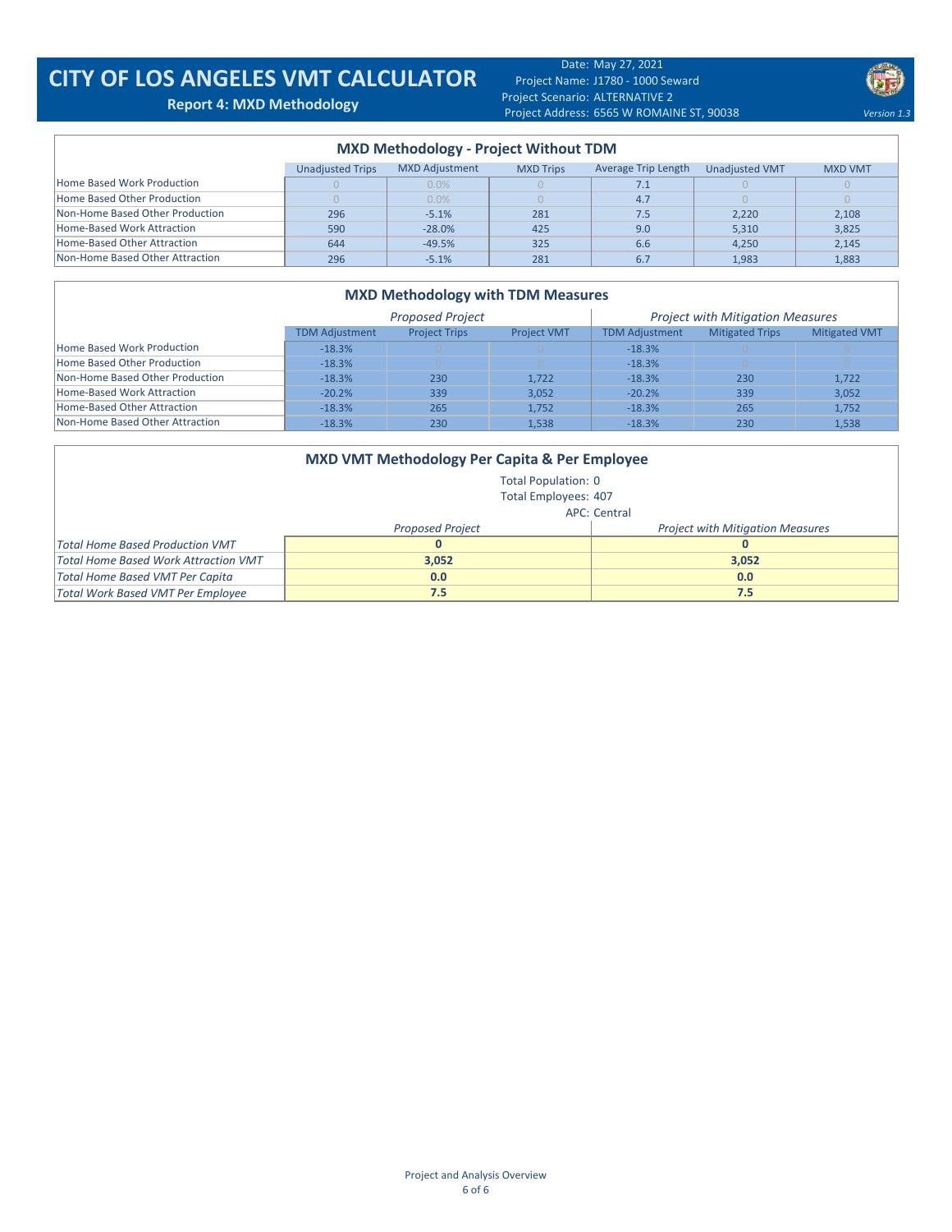# CITY OF LOS ANGELES VMT CALCULATOR

**Report 4: MXD Methodology**

Date: May 27, 2021
Project Name: J1780 - 1000 Seward
Project Scenario: ALTERNATIVE 2
Project Address: 6565 W ROMAINE ST, 90038

*Version 1.3*

## MXD Methodology - Project Without TDM

| | Unadjusted Trips | MXD Adjustment | MXD Trips | Average Trip Length | Unadjusted VMT | MXD VMT |
|---|---|---|---|---|---|---|
| Home Based Work Production | 0 | 0.0% | 0 | 7.1 | 0 | 0 |
| Home Based Other Production | 0 | 0.0% | 0 | 4.7 | 0 | 0 |
| Non-Home Based Other Production | 296 | -5.1% | 281 | 7.5 | 2,220 | 2,108 |
| Home-Based Work Attraction | 590 | -28.0% | 425 | 9.0 | 5,310 | 3,825 |
| Home-Based Other Attraction | 644 | -49.5% | 325 | 6.6 | 4,250 | 2,145 |
| Non-Home Based Other Attraction | 296 | -5.1% | 281 | 6.7 | 1,983 | 1,883 |

## MXD Methodology with TDM Measures

| | *Proposed Project* | | | *Project with Mitigation Measures* | | |
|---|---|---|---|---|---|---|
| | TDM Adjustment | Project Trips | Project VMT | TDM Adjustment | Mitigated Trips | Mitigated VMT |
| Home Based Work Production | -18.3% | 0 | 0 | -18.3% | 0 | 0 |
| Home Based Other Production | -18.3% | 0 | 0 | -18.3% | 0 | 0 |
| Non-Home Based Other Production | -18.3% | 230 | 1,722 | -18.3% | 230 | 1,722 |
| Home-Based Work Attraction | -20.2% | 339 | 3,052 | -20.2% | 339 | 3,052 |
| Home-Based Other Attraction | -18.3% | 265 | 1,752 | -18.3% | 265 | 1,752 |
| Non-Home Based Other Attraction | -18.3% | 230 | 1,538 | -18.3% | 230 | 1,538 |

## MXD VMT Methodology Per Capita & Per Employee

Total Population: 0
Total Employees: 407
APC: Central

| | *Proposed Project* | *Project with Mitigation Measures* |
|---|---|---|
| *Total Home Based Production VMT* | **0** | **0** |
| *Total Home Based Work Attraction VMT* | **3,052** | **3,052** |
| *Total Home Based VMT Per Capita* | **0.0** | **0.0** |
| *Total Work Based VMT Per Employee* | **7.5** | **7.5** |

Project and Analysis Overview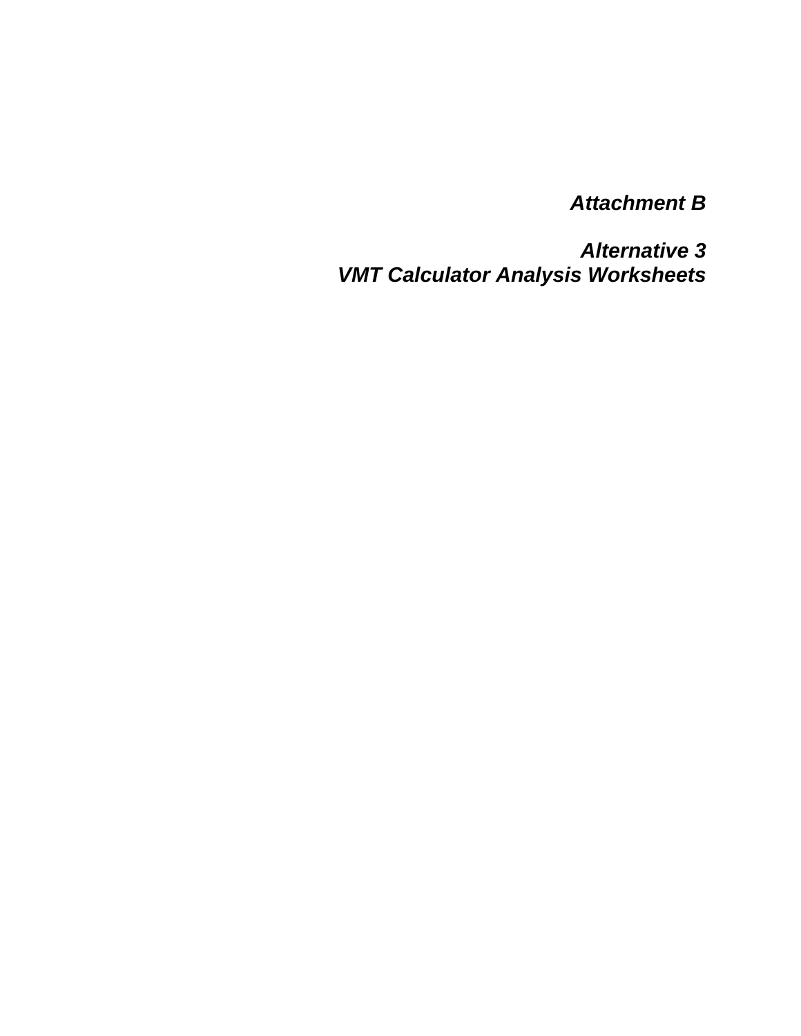# *Attachment B*

## *Alternative 3*
## *VMT Calculator Analysis Worksheets*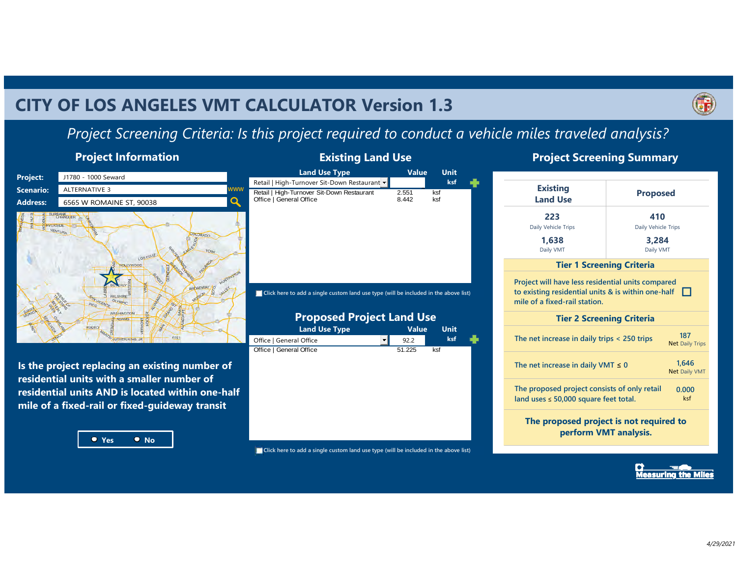# CITY OF LOS ANGELES VMT CALCULATOR Version 1.3

*Project Screening Criteria: Is this project required to conduct a vehicle miles traveled analysis?*

## Project Information

**Project:** J1780 - 1000 Seward

**Scenario:** ALTERNATIVE 3

**Address:** 6565 W ROMAINE ST, 90038

**Is the project replacing an existing number of residential units with a smaller number of residential units AND is located within one-half mile of a fixed-rail or fixed-guideway transit**

Yes No

## Existing Land Use

| Land Use Type | Value | Unit |
|---|---|---|
| Retail \| High-Turnover Sit-Down Restaurant | 2.551 | ksf |
| Office \| General Office | 8.442 | ksf |

Click here to add a single custom land use type (will be included in the above list)

## Proposed Project Land Use

| Land Use Type | Value | Unit |
|---|---|---|
| Office \| General Office | 51.225 | ksf |

Click here to add a single custom land use type (will be included in the above list)

## Project Screening Summary

| Existing Land Use | Proposed |
|---|---|
| 223 Daily Vehicle Trips | 410 Daily Vehicle Trips |
| 1,638 Daily VMT | 3,284 Daily VMT |

### Tier 1 Screening Criteria

Project will have less residential units compared to existing residential units & is within one-half mile of a fixed-rail station. ☐

### Tier 2 Screening Criteria

| Criteria | Value |
|---|---|
| The net increase in daily trips < 250 trips | 187 Net Daily Trips |
| The net increase in daily VMT ≤ 0 | 1,646 Net Daily VMT |
| The proposed project consists of only retail land uses ≤ 50,000 square feet total. | 0.000 ksf |

**The proposed project is not required to perform VMT analysis.**

Measuring the Miles

4/29/2021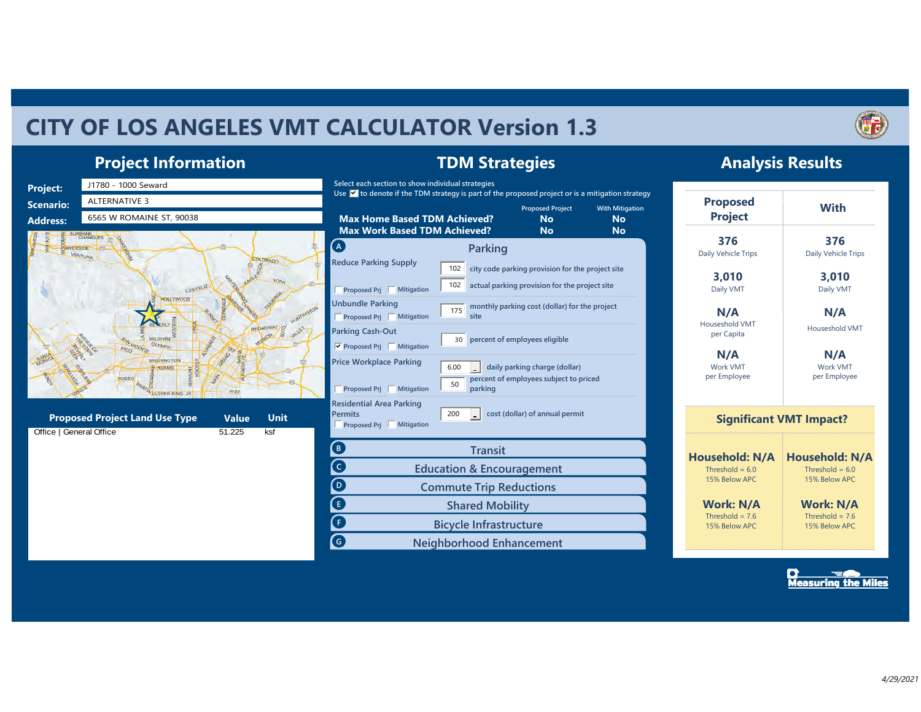# CITY OF LOS ANGELES VMT CALCULATOR Version 1.3

## Project Information

**Project:** J1780 - 1000 Seward

**Scenario:** ALTERNATIVE 3

**Address:** 6565 W ROMAINE ST, 90038

| Proposed Project Land Use Type | Value | Unit |
|---|---|---|
| Office \| General Office | 51.225 | ksf |

## TDM Strategies

Select each section to show individual strategies

Use ☑ to denote if the TDM strategy is part of the proposed project or is a mitigation strategy

| | Proposed Project | With Mitigation |
|---|---|---|
| **Max Home Based TDM Achieved?** | No | No |
| **Max Work Based TDM Achieved?** | No | No |

### A Parking

**Reduce Parking Supply** — ☐ Proposed Prj ☐ Mitigation
- 102 city code parking provision for the project site
- 102 actual parking provision for the project site

**Unbundle Parking** — ☐ Proposed Prj ☐ Mitigation
- 175 monthly parking cost (dollar) for the project site

**Parking Cash-Out** — ☑ Proposed Prj ☐ Mitigation
- 30 percent of employees eligible

**Price Workplace Parking** — ☐ Proposed Prj ☐ Mitigation
- 6.00 daily parking charge (dollar)
- 50 percent of employees subject to priced parking

**Residential Area Parking Permits** — ☐ Proposed Prj ☐ Mitigation
- 200 cost (dollar) of annual permit

### B Transit

### C Education & Encouragement

### D Commute Trip Reductions

### E Shared Mobility

### F Bicycle Infrastructure

### G Neighborhood Enhancement

## Analysis Results

| Proposed Project | With |
|---|---|
| **376** Daily Vehicle Trips | **376** Daily Vehicle Trips |
| **3,010** Daily VMT | **3,010** Daily VMT |
| **N/A** Household VMT per Capita | **N/A** Household VMT |
| **N/A** Work VMT per Employee | **N/A** Work VMT per Employee |

### Significant VMT Impact?

| | |
|---|---|
| **Household: N/A** Threshold = 6.0 15% Below APC | **Household: N/A** Threshold = 6.0 15% Below APC |
| **Work: N/A** Threshold = 7.6 15% Below APC | **Work: N/A** Threshold = 7.6 15% Below APC |

Measuring the Miles

*4/29/2021*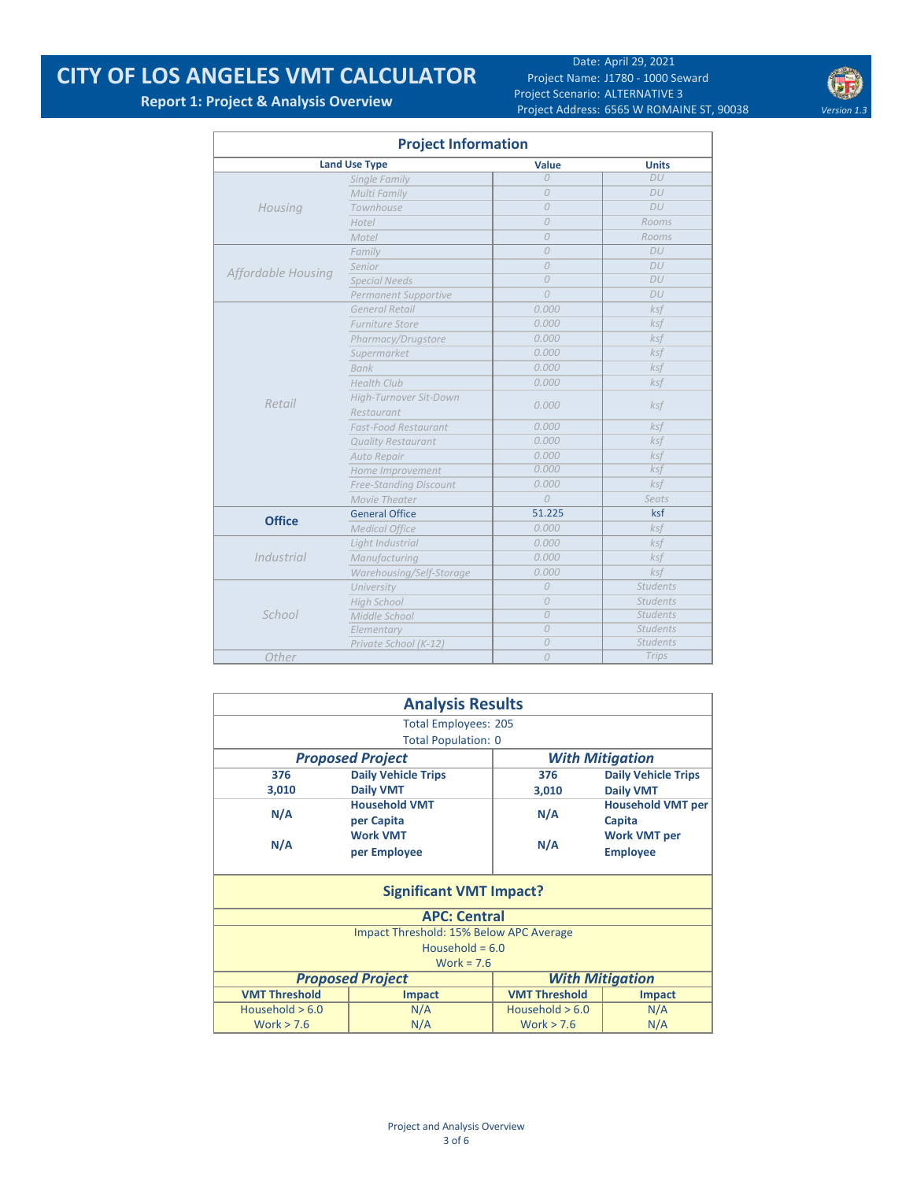# CITY OF LOS ANGELES VMT CALCULATOR

**Report 1: Project & Analysis Overview**

Date: April 29, 2021
Project Name: J1780 - 1000 Seward
Project Scenario: ALTERNATIVE 3
Project Address: 6565 W ROMAINE ST, 90038

*Version 1.3*

## Project Information

| Land Use Type | | Value | Units |
|---|---|---|---|
| *Housing* | *Single Family* | *0* | *DU* |
| | *Multi Family* | *0* | *DU* |
| | *Townhouse* | *0* | *DU* |
| | *Hotel* | *0* | *Rooms* |
| | *Motel* | *0* | *Rooms* |
| *Affordable Housing* | *Family* | *0* | *DU* |
| | *Senior* | *0* | *DU* |
| | *Special Needs* | *0* | *DU* |
| | *Permanent Supportive* | *0* | *DU* |
| *Retail* | *General Retail* | *0.000* | *ksf* |
| | *Furniture Store* | *0.000* | *ksf* |
| | *Pharmacy/Drugstore* | *0.000* | *ksf* |
| | *Supermarket* | *0.000* | *ksf* |
| | *Bank* | *0.000* | *ksf* |
| | *Health Club* | *0.000* | *ksf* |
| | *High-Turnover Sit-Down Restaurant* | *0.000* | *ksf* |
| | *Fast-Food Restaurant* | *0.000* | *ksf* |
| | *Quality Restaurant* | *0.000* | *ksf* |
| | *Auto Repair* | *0.000* | *ksf* |
| | *Home Improvement* | *0.000* | *ksf* |
| | *Free-Standing Discount* | *0.000* | *ksf* |
| | *Movie Theater* | *0* | *Seats* |
| **Office** | General Office | 51.225 | ksf |
| | *Medical Office* | *0.000* | *ksf* |
| *Industrial* | *Light Industrial* | *0.000* | *ksf* |
| | *Manufacturing* | *0.000* | *ksf* |
| | *Warehousing/Self-Storage* | *0.000* | *ksf* |
| *School* | *University* | *0* | *Students* |
| | *High School* | *0* | *Students* |
| | *Middle School* | *0* | *Students* |
| | *Elementary* | *0* | *Students* |
| | *Private School (K-12)* | *0* | *Students* |
| *Other* | | *0* | *Trips* |

## Analysis Results

Total Employees: 205
Total Population: 0

| ***Proposed Project*** | | ***With Mitigation*** | |
|---|---|---|---|
| **376** | **Daily Vehicle Trips** | **376** | **Daily Vehicle Trips** |
| **3,010** | **Daily VMT** | **3,010** | **Daily VMT** |
| **N/A** | **Household VMT per Capita** | **N/A** | **Household VMT per Capita** |
| **N/A** | **Work VMT per Employee** | **N/A** | **Work VMT per Employee** |

## Significant VMT Impact?

**APC: Central**

Impact Threshold: 15% Below APC Average
Household = 6.0
Work = 7.6

| ***Proposed Project*** | | ***With Mitigation*** | |
|---|---|---|---|
| **VMT Threshold** | **Impact** | **VMT Threshold** | **Impact** |
| Household > 6.0 | N/A | Household > 6.0 | N/A |
| Work > 7.6 | N/A | Work > 7.6 | N/A |

Project and Analysis Overview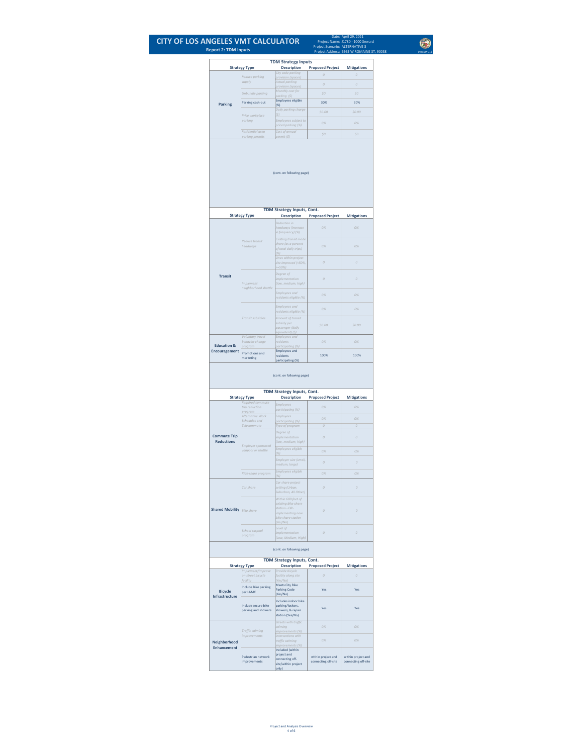# CITY OF LOS ANGELES VMT CALCULATOR

**Report 2: TDM Inputs**

Date: April 29, 2021
Project Name: J1780 - 1000 Seward
Project Scenario: ALTERNATIVE 3
Project Address: 6565 W ROMAINE ST, 90038

Version 1.3

## TDM Strategy Inputs

| Strategy Type | | Description | Proposed Project | Mitigations |
|---|---|---|---|---|
| Parking | Reduce parking supply | City code parking provision (spaces) | 0 | 0 |
| | | Actual parking provision (spaces) | 0 | 0 |
| | Unbundle parking | Monthly cost for parking ($) | $0 | $0 |
| | Parking cash-out | Employees eligible (%) | 30% | 30% |
| | Price workplace parking | Daily parking charge ($) | $0.00 | $0.00 |
| | | Employees subject to priced parking (%) | 0% | 0% |
| | Residential area parking permits | Cost of annual permit ($) | $0 | $0 |

(cont. on following page)

## TDM Strategy Inputs, Cont.

| Strategy Type | | Description | Proposed Project | Mitigations |
|---|---|---|---|---|
| Transit | Reduce transit headways | Reduction in headways (increase in frequency) (%) | 0% | 0% |
| | | Existing transit mode share (as a percent of total daily trips) (%) | 0% | 0% |
| | | Lines within project site improved (<50%, >=50%) | 0 | 0 |
| | Implement neighborhood shuttle | Degree of implementation (low, medium, high) | 0 | 0 |
| | | Employees and residents eligible (%) | 0% | 0% |
| | Transit subsidies | Employees and residents eligible (%) | 0% | 0% |
| | | Amount of transit subsidy per passenger (daily equivalent) ($) | $0.00 | $0.00 |
| Education & Encouragement | Voluntary travel behavior change program | Employees and residents participating (%) | 0% | 0% |
| | Promotions and marketing | Employees and residents participating (%) | 100% | 100% |

(cont. on following page)

## TDM Strategy Inputs, Cont.

| Strategy Type | | Description | Proposed Project | Mitigations |
|---|---|---|---|---|
| Commute Trip Reductions | Required commute trip reduction program | Employees participating (%) | 0% | 0% |
| | Alternative Work Schedules and Telecommute | Employees participating (%) | 0% | 0% |
| | | Type of program | 0 | 0 |
| | Employer sponsored vanpool or shuttle | Degree of implementation (low, medium, high) | 0 | 0 |
| | | Employees eligible (%) | 0% | 0% |
| | | Employer size (small, medium, large) | 0 | 0 |
| | Ride-share program | Employees eligible (%) | 0% | 0% |
| Shared Mobility | Car share | Car share project setting (Urban, Suburban, All Other) | 0 | 0 |
| | Bike share | Within 600 feet of existing bike share station - OR-implementing new bike share station (Yes/No) | 0 | 0 |
| | School carpool program | Level of implementation (Low, Medium, High) | 0 | 0 |

(cont. on following page)

## TDM Strategy Inputs, Cont.

| Strategy Type | | Description | Proposed Project | Mitigations |
|---|---|---|---|---|
| Bicycle Infrastructure | Implement/Improve on-street bicycle facility | Provide bicycle facility along site (Yes/No) | 0 | 0 |
| | Include Bike parking per LAMC | Meets City Bike Parking Code (Yes/No) | Yes | Yes |
| | Include secure bike parking and showers | Includes indoor bike parking/lockers, showers, & repair station (Yes/No) | Yes | Yes |
| Neighborhood Enhancement | Traffic calming improvements | Streets with traffic calming improvements (%) | 0% | 0% |
| | | Intersections with traffic calming improvements (%) | 0% | 0% |
| | Pedestrian network improvements | Included (within project and connecting off-site/within project only) | within project and connecting off-site | within project and connecting off-site |

Project and Analysis Overview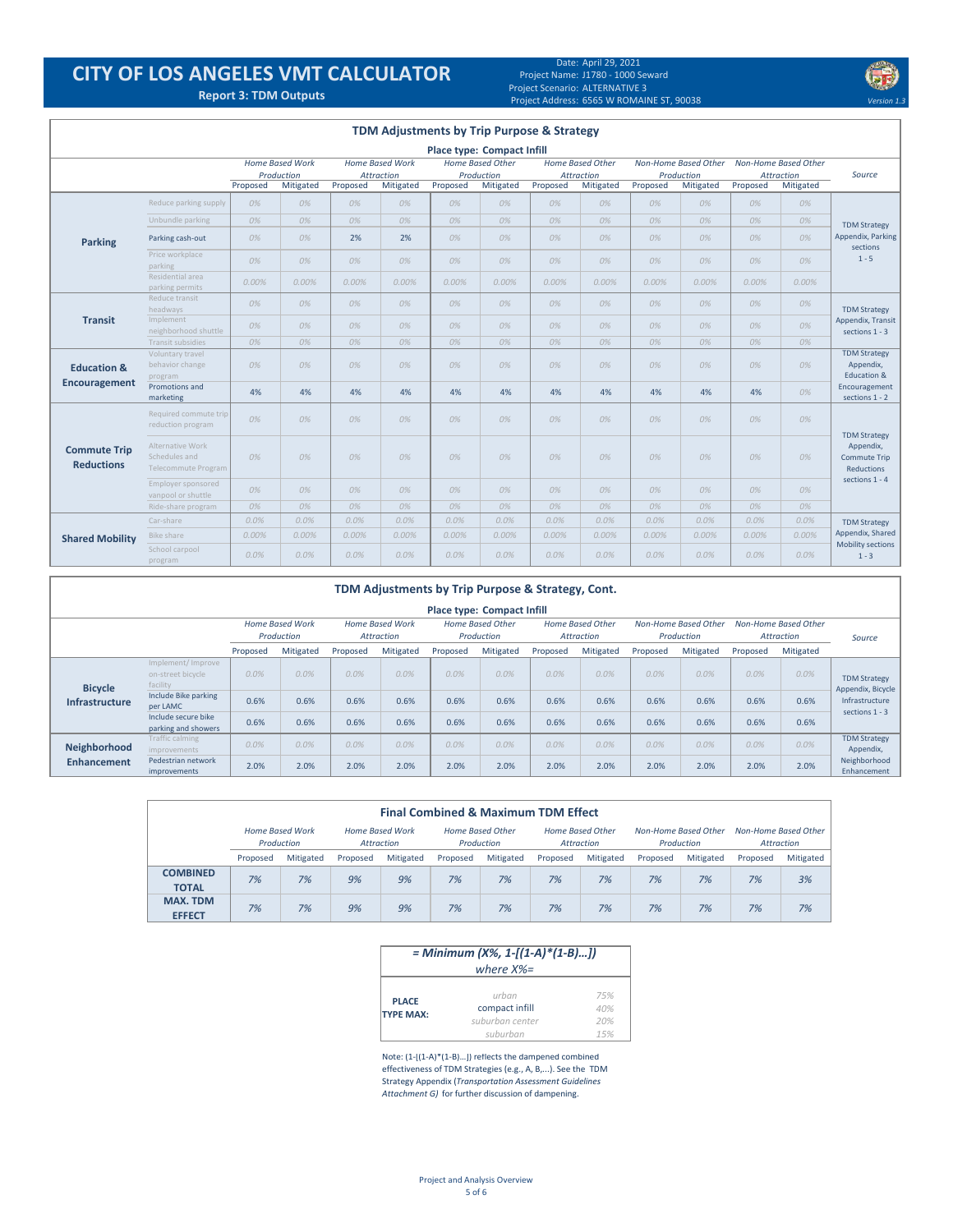# CITY OF LOS ANGELES VMT CALCULATOR

**Report 3: TDM Outputs**

Date: April 29, 2021
Project Name: J1780 - 1000 Seward
Project Scenario: ALTERNATIVE 3
Project Address: 6565 W ROMAINE ST, 90038

Version 1.3

## TDM Adjustments by Trip Purpose & Strategy

**Place type: Compact Infill**

| | | *Home Based Work Production* | | *Home Based Work Attraction* | | *Home Based Other Production* | | *Home Based Other Attraction* | | *Non-Home Based Other Production* | | *Non-Home Based Other Attraction* | | Source |
|---|---|---|---|---|---|---|---|---|---|---|---|---|---|---|
| | | Proposed | Mitigated | Proposed | Mitigated | Proposed | Mitigated | Proposed | Mitigated | Proposed | Mitigated | Proposed | Mitigated | |
| **Parking** | Reduce parking supply | 0% | 0% | 0% | 0% | 0% | 0% | 0% | 0% | 0% | 0% | 0% | 0% | TDM Strategy Appendix, Parking sections 1 - 5 |
| | Unbundle parking | 0% | 0% | 0% | 0% | 0% | 0% | 0% | 0% | 0% | 0% | 0% | 0% | |
| | Parking cash-out | 0% | 0% | 2% | 2% | 0% | 0% | 0% | 0% | 0% | 0% | 0% | 0% | |
| | Price workplace parking | 0% | 0% | 0% | 0% | 0% | 0% | 0% | 0% | 0% | 0% | 0% | 0% | |
| | Residential area parking permits | 0.00% | 0.00% | 0.00% | 0.00% | 0.00% | 0.00% | 0.00% | 0.00% | 0.00% | 0.00% | 0.00% | 0.00% | |
| **Transit** | Reduce transit headways | 0% | 0% | 0% | 0% | 0% | 0% | 0% | 0% | 0% | 0% | 0% | 0% | TDM Strategy Appendix, Transit sections 1 - 3 |
| | Implement neighborhood shuttle | 0% | 0% | 0% | 0% | 0% | 0% | 0% | 0% | 0% | 0% | 0% | 0% | |
| | Transit subsidies | 0% | 0% | 0% | 0% | 0% | 0% | 0% | 0% | 0% | 0% | 0% | 0% | |
| **Education & Encouragement** | Voluntary travel behavior change program | 0% | 0% | 0% | 0% | 0% | 0% | 0% | 0% | 0% | 0% | 0% | 0% | TDM Strategy Appendix, Education & Encouragement sections 1 - 2 |
| | Promotions and marketing | 4% | 4% | 4% | 4% | 4% | 4% | 4% | 4% | 4% | 4% | 4% | 0% | |
| **Commute Trip Reductions** | Required commute trip reduction program | 0% | 0% | 0% | 0% | 0% | 0% | 0% | 0% | 0% | 0% | 0% | 0% | TDM Strategy Appendix, Commute Trip Reductions sections 1 - 4 |
| | Alternative Work Schedules and Telecommute Program | 0% | 0% | 0% | 0% | 0% | 0% | 0% | 0% | 0% | 0% | 0% | 0% | |
| | Employer sponsored vanpool or shuttle | 0% | 0% | 0% | 0% | 0% | 0% | 0% | 0% | 0% | 0% | 0% | 0% | |
| | Ride-share program | 0% | 0% | 0% | 0% | 0% | 0% | 0% | 0% | 0% | 0% | 0% | 0% | |
| **Shared Mobility** | Car-share | 0.0% | 0.0% | 0.0% | 0.0% | 0.0% | 0.0% | 0.0% | 0.0% | 0.0% | 0.0% | 0.0% | 0.0% | TDM Strategy Appendix, Shared Mobility sections 1 - 3 |
| | Bike share | 0.00% | 0.00% | 0.00% | 0.00% | 0.00% | 0.00% | 0.00% | 0.00% | 0.00% | 0.00% | 0.00% | 0.00% | |
| | School carpool program | 0.0% | 0.0% | 0.0% | 0.0% | 0.0% | 0.0% | 0.0% | 0.0% | 0.0% | 0.0% | 0.0% | 0.0% | |

## TDM Adjustments by Trip Purpose & Strategy, Cont.

**Place type: Compact Infill**

| | | *Home Based Work Production* | | *Home Based Work Attraction* | | *Home Based Other Production* | | *Home Based Other Attraction* | | *Non-Home Based Other Production* | | *Non-Home Based Other Attraction* | | Source |
|---|---|---|---|---|---|---|---|---|---|---|---|---|---|---|
| | | Proposed | Mitigated | Proposed | Mitigated | Proposed | Mitigated | Proposed | Mitigated | Proposed | Mitigated | Proposed | Mitigated | |
| **Bicycle Infrastructure** | Implement/ Improve on-street bicycle facility | 0.0% | 0.0% | 0.0% | 0.0% | 0.0% | 0.0% | 0.0% | 0.0% | 0.0% | 0.0% | 0.0% | 0.0% | TDM Strategy Appendix, Bicycle Infrastructure sections 1 - 3 |
| | Include Bike parking per LAMC | 0.6% | 0.6% | 0.6% | 0.6% | 0.6% | 0.6% | 0.6% | 0.6% | 0.6% | 0.6% | 0.6% | 0.6% | |
| | Include secure bike parking and showers | 0.6% | 0.6% | 0.6% | 0.6% | 0.6% | 0.6% | 0.6% | 0.6% | 0.6% | 0.6% | 0.6% | 0.6% | |
| **Neighborhood Enhancement** | Traffic calming improvements | 0.0% | 0.0% | 0.0% | 0.0% | 0.0% | 0.0% | 0.0% | 0.0% | 0.0% | 0.0% | 0.0% | 0.0% | TDM Strategy Appendix, Neighborhood Enhancement |
| | Pedestrian network improvements | 2.0% | 2.0% | 2.0% | 2.0% | 2.0% | 2.0% | 2.0% | 2.0% | 2.0% | 2.0% | 2.0% | 2.0% | |

## Final Combined & Maximum TDM Effect

| | *Home Based Work Production* | | *Home Based Work Attraction* | | *Home Based Other Production* | | *Home Based Other Attraction* | | *Non-Home Based Other Production* | | *Non-Home Based Other Attraction* | |
|---|---|---|---|---|---|---|---|---|---|---|---|---|
| | Proposed | Mitigated | Proposed | Mitigated | Proposed | Mitigated | Proposed | Mitigated | Proposed | Mitigated | Proposed | Mitigated |
| **COMBINED TOTAL** | 7% | 7% | 9% | 9% | 7% | 7% | 7% | 7% | 7% | 7% | 7% | 3% |
| **MAX. TDM EFFECT** | 7% | 7% | 9% | 9% | 7% | 7% | 7% | 7% | 7% | 7% | 7% | 7% |

***= Minimum (X%, 1-[(1-A)*(1-B)...])***
*where X%=*

| | | |
|---|---|---|
| **PLACE TYPE MAX:** | urban | 75% |
| | compact infill | 40% |
| | suburban center | 20% |
| | suburban | 15% |

Note: (1-[(1-A)*(1-B)...]) reflects the dampened combined effectiveness of TDM Strategies (e.g., A, B,...). See the TDM Strategy Appendix (*Transportation Assessment Guidelines Attachment G)* for further discussion of dampening.

Project and Analysis Overview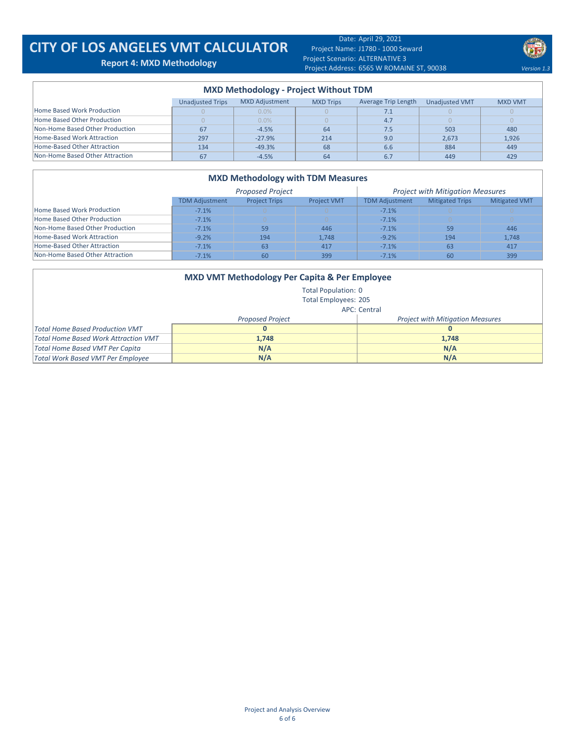# CITY OF LOS ANGELES VMT CALCULATOR

**Report 4: MXD Methodology**

Date: April 29, 2021
Project Name: J1780 - 1000 Seward
Project Scenario: ALTERNATIVE 3
Project Address: 6565 W ROMAINE ST, 90038

*Version 1.3*

## MXD Methodology - Project Without TDM

| | Unadjusted Trips | MXD Adjustment | MXD Trips | Average Trip Length | Unadjusted VMT | MXD VMT |
|---|---|---|---|---|---|---|
| Home Based Work Production | 0 | 0.0% | 0 | 7.1 | 0 | 0 |
| Home Based Other Production | 0 | 0.0% | 0 | 4.7 | 0 | 0 |
| Non-Home Based Other Production | 67 | -4.5% | 64 | 7.5 | 503 | 480 |
| Home-Based Work Attraction | 297 | -27.9% | 214 | 9.0 | 2,673 | 1,926 |
| Home-Based Other Attraction | 134 | -49.3% | 68 | 6.6 | 884 | 449 |
| Non-Home Based Other Attraction | 67 | -4.5% | 64 | 6.7 | 449 | 429 |

## MXD Methodology with TDM Measures

| | *Proposed Project* | | | *Project with Mitigation Measures* | | |
|---|---|---|---|---|---|---|
| | TDM Adjustment | Project Trips | Project VMT | TDM Adjustment | Mitigated Trips | Mitigated VMT |
| Home Based Work Production | -7.1% | 0 | 0 | -7.1% | 0 | 0 |
| Home Based Other Production | -7.1% | 0 | 0 | -7.1% | 0 | 0 |
| Non-Home Based Other Production | -7.1% | 59 | 446 | -7.1% | 59 | 446 |
| Home-Based Work Attraction | -9.2% | 194 | 1,748 | -9.2% | 194 | 1,748 |
| Home-Based Other Attraction | -7.1% | 63 | 417 | -7.1% | 63 | 417 |
| Non-Home Based Other Attraction | -7.1% | 60 | 399 | -7.1% | 60 | 399 |

## MXD VMT Methodology Per Capita & Per Employee

Total Population: 0
Total Employees: 205
APC: Central

| | *Proposed Project* | *Project with Mitigation Measures* |
|---|---|---|
| *Total Home Based Production VMT* | **0** | **0** |
| *Total Home Based Work Attraction VMT* | **1,748** | **1,748** |
| *Total Home Based VMT Per Capita* | **N/A** | **N/A** |
| *Total Work Based VMT Per Employee* | **N/A** | **N/A** |

Project and Analysis Overview